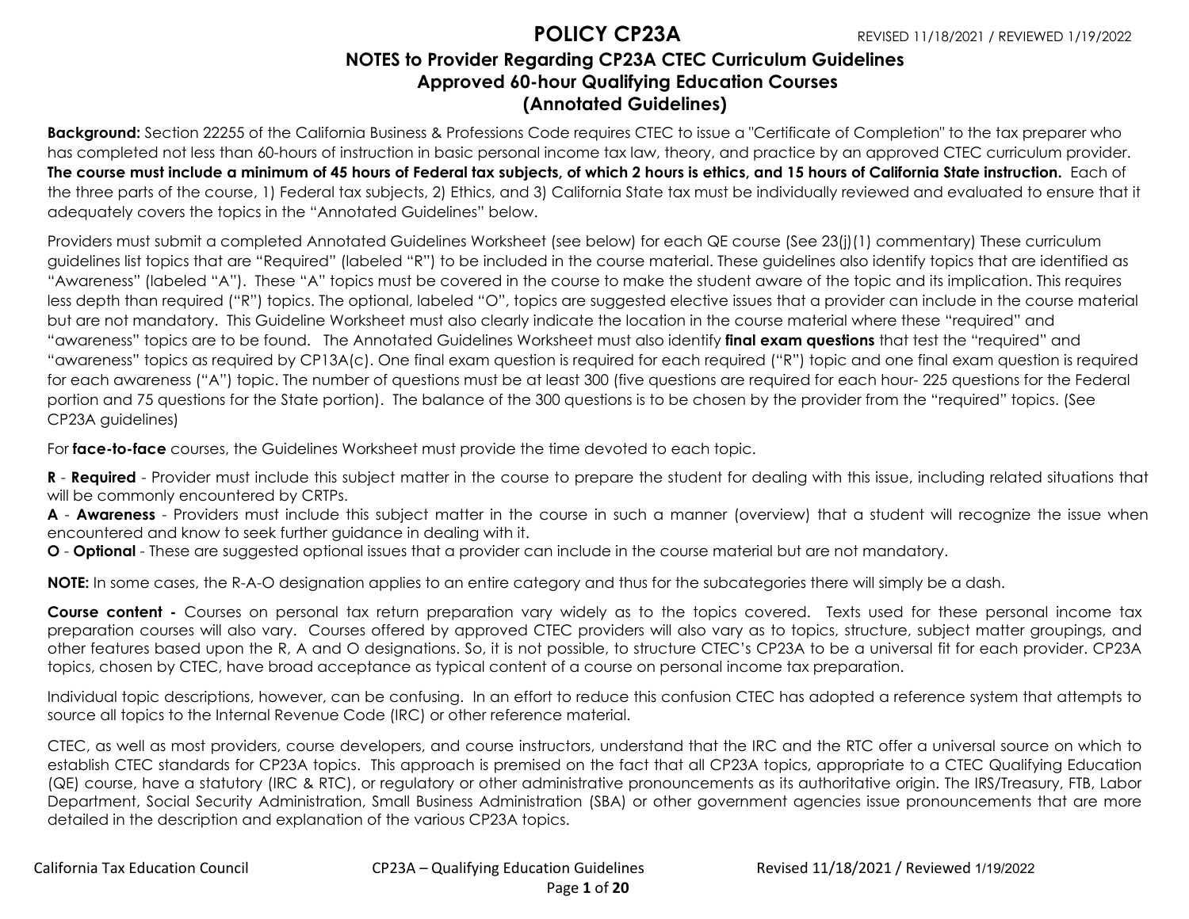# POLICY CP23A

REVISED 11/18/2021 / REVIEWED 1/19/2022

## NOTES to Provider Regarding CP23A CTEC Curriculum Guidelines
## Approved 60-hour Qualifying Education Courses
## (Annotated Guidelines)

**Background:** Section 22255 of the California Business & Professions Code requires CTEC to issue a "Certificate of Completion" to the tax preparer who has completed not less than 60-hours of instruction in basic personal income tax law, theory, and practice by an approved CTEC curriculum provider. **The course must include a minimum of 45 hours of Federal tax subjects, of which 2 hours is ethics, and 15 hours of California State instruction.** Each of the three parts of the course, 1) Federal tax subjects, 2) Ethics, and 3) California State tax must be individually reviewed and evaluated to ensure that it adequately covers the topics in the "Annotated Guidelines" below.

Providers must submit a completed Annotated Guidelines Worksheet (see below) for each QE course (See 23(j)(1) commentary) These curriculum guidelines list topics that are "Required" (labeled "R") to be included in the course material. These guidelines also identify topics that are identified as "Awareness" (labeled "A"). These "A" topics must be covered in the course to make the student aware of the topic and its implication. This requires less depth than required ("R") topics. The optional, labeled "O", topics are suggested elective issues that a provider can include in the course material but are not mandatory. This Guideline Worksheet must also clearly indicate the location in the course material where these "required" and "awareness" topics are to be found. The Annotated Guidelines Worksheet must also identify **final exam questions** that test the "required" and "awareness" topics as required by CP13A(c). One final exam question is required for each required ("R") topic and one final exam question is required for each awareness ("A") topic. The number of questions must be at least 300 (five questions are required for each hour- 225 questions for the Federal portion and 75 questions for the State portion). The balance of the 300 questions is to be chosen by the provider from the "required" topics. (See CP23A guidelines)

For **face-to-face** courses, the Guidelines Worksheet must provide the time devoted to each topic.

**R** - **Required** - Provider must include this subject matter in the course to prepare the student for dealing with this issue, including related situations that will be commonly encountered by CRTPs.

**A** - **Awareness** - Providers must include this subject matter in the course in such a manner (overview) that a student will recognize the issue when encountered and know to seek further guidance in dealing with it.

**O** - **Optional** - These are suggested optional issues that a provider can include in the course material but are not mandatory.

**NOTE:** In some cases, the R-A-O designation applies to an entire category and thus for the subcategories there will simply be a dash.

**Course content -** Courses on personal tax return preparation vary widely as to the topics covered. Texts used for these personal income tax preparation courses will also vary. Courses offered by approved CTEC providers will also vary as to topics, structure, subject matter groupings, and other features based upon the R, A and O designations. So, it is not possible, to structure CTEC's CP23A to be a universal fit for each provider. CP23A topics, chosen by CTEC, have broad acceptance as typical content of a course on personal income tax preparation.

Individual topic descriptions, however, can be confusing. In an effort to reduce this confusion CTEC has adopted a reference system that attempts to source all topics to the Internal Revenue Code (IRC) or other reference material.

CTEC, as well as most providers, course developers, and course instructors, understand that the IRC and the RTC offer a universal source on which to establish CTEC standards for CP23A topics. This approach is premised on the fact that all CP23A topics, appropriate to a CTEC Qualifying Education (QE) course, have a statutory (IRC & RTC), or regulatory or other administrative pronouncements as its authoritative origin. The IRS/Treasury, FTB, Labor Department, Social Security Administration, Small Business Administration (SBA) or other government agencies issue pronouncements that are more detailed in the description and explanation of the various CP23A topics.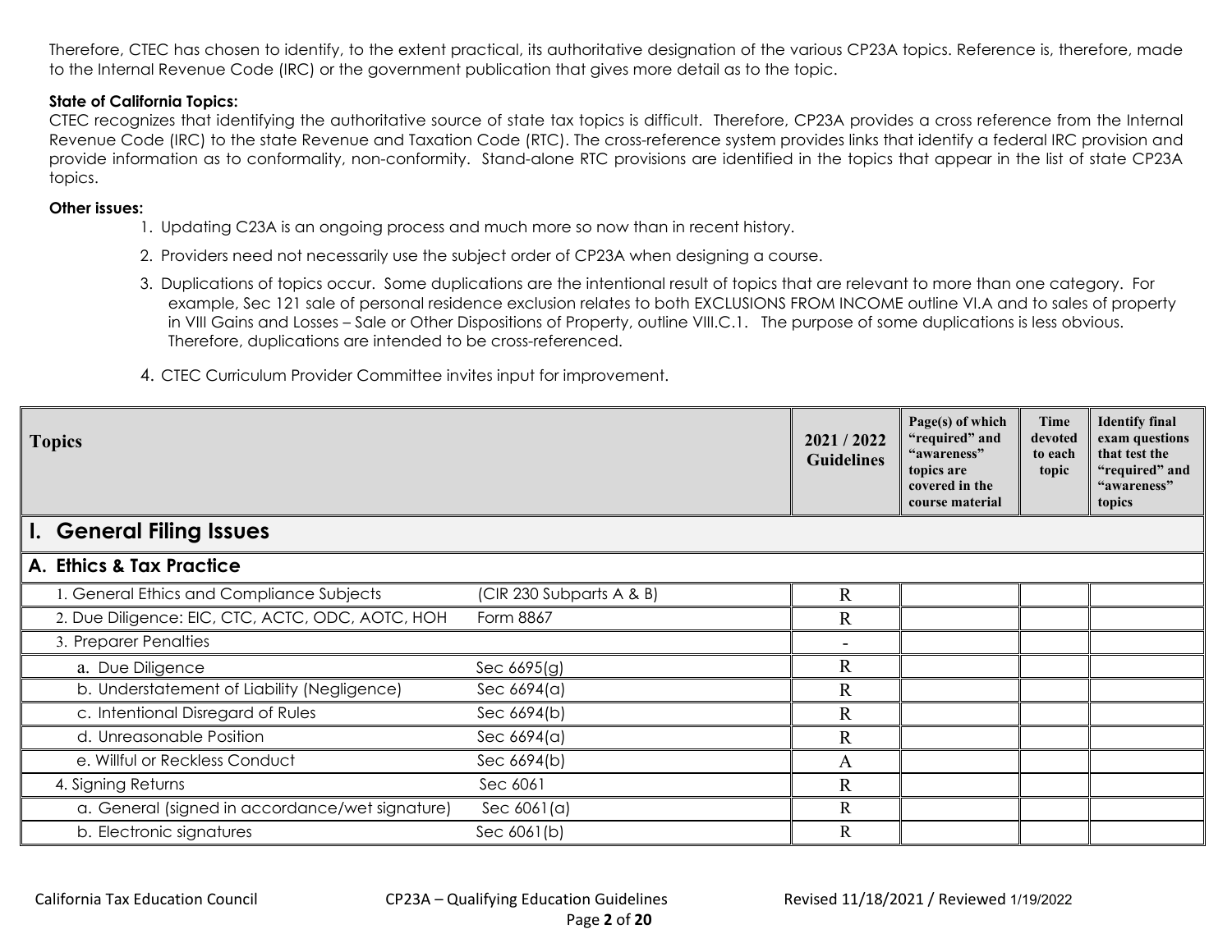Therefore, CTEC has chosen to identify, to the extent practical, its authoritative designation of the various CP23A topics. Reference is, therefore, made to the Internal Revenue Code (IRC) or the government publication that gives more detail as to the topic.

**State of California Topics:**

CTEC recognizes that identifying the authoritative source of state tax topics is difficult. Therefore, CP23A provides a cross reference from the Internal Revenue Code (IRC) to the state Revenue and Taxation Code (RTC). The cross-reference system provides links that identify a federal IRC provision and provide information as to conformality, non-conformity. Stand-alone RTC provisions are identified in the topics that appear in the list of state CP23A topics.

**Other issues:**

1. Updating C23A is an ongoing process and much more so now than in recent history.
2. Providers need not necessarily use the subject order of CP23A when designing a course.
3. Duplications of topics occur. Some duplications are the intentional result of topics that are relevant to more than one category. For example, Sec 121 sale of personal residence exclusion relates to both EXCLUSIONS FROM INCOME outline VI.A and to sales of property in VIII Gains and Losses – Sale or Other Dispositions of Property, outline VIII.C.1. The purpose of some duplications is less obvious. Therefore, duplications are intended to be cross-referenced.
4. CTEC Curriculum Provider Committee invites input for improvement.

| Topics | | 2021 / 2022 Guidelines | Page(s) of which "required" and "awareness" topics are covered in the course material | Time devoted to each topic | Identify final exam questions that test the "required" and "awareness" topics |
|---|---|---|---|---|---|
| **I. General Filing Issues** | | | | | |
| **A. Ethics & Tax Practice** | | | | | |
| 1. General Ethics and Compliance Subjects | (CIR 230 Subparts A & B) | R | | | |
| 2. Due Diligence: EIC, CTC, ACTC, ODC, AOTC, HOH | Form 8867 | R | | | |
| 3. Preparer Penalties | | - | | | |
| a. Due Diligence | Sec 6695(g) | R | | | |
| b. Understatement of Liability (Negligence) | Sec 6694(a) | R | | | |
| c. Intentional Disregard of Rules | Sec 6694(b) | R | | | |
| d. Unreasonable Position | Sec 6694(a) | R | | | |
| e. Willful or Reckless Conduct | Sec 6694(b) | A | | | |
| 4. Signing Returns | Sec 6061 | R | | | |
| a. General (signed in accordance/wet signature) | Sec 6061(a) | R | | | |
| b. Electronic signatures | Sec 6061(b) | R | | | |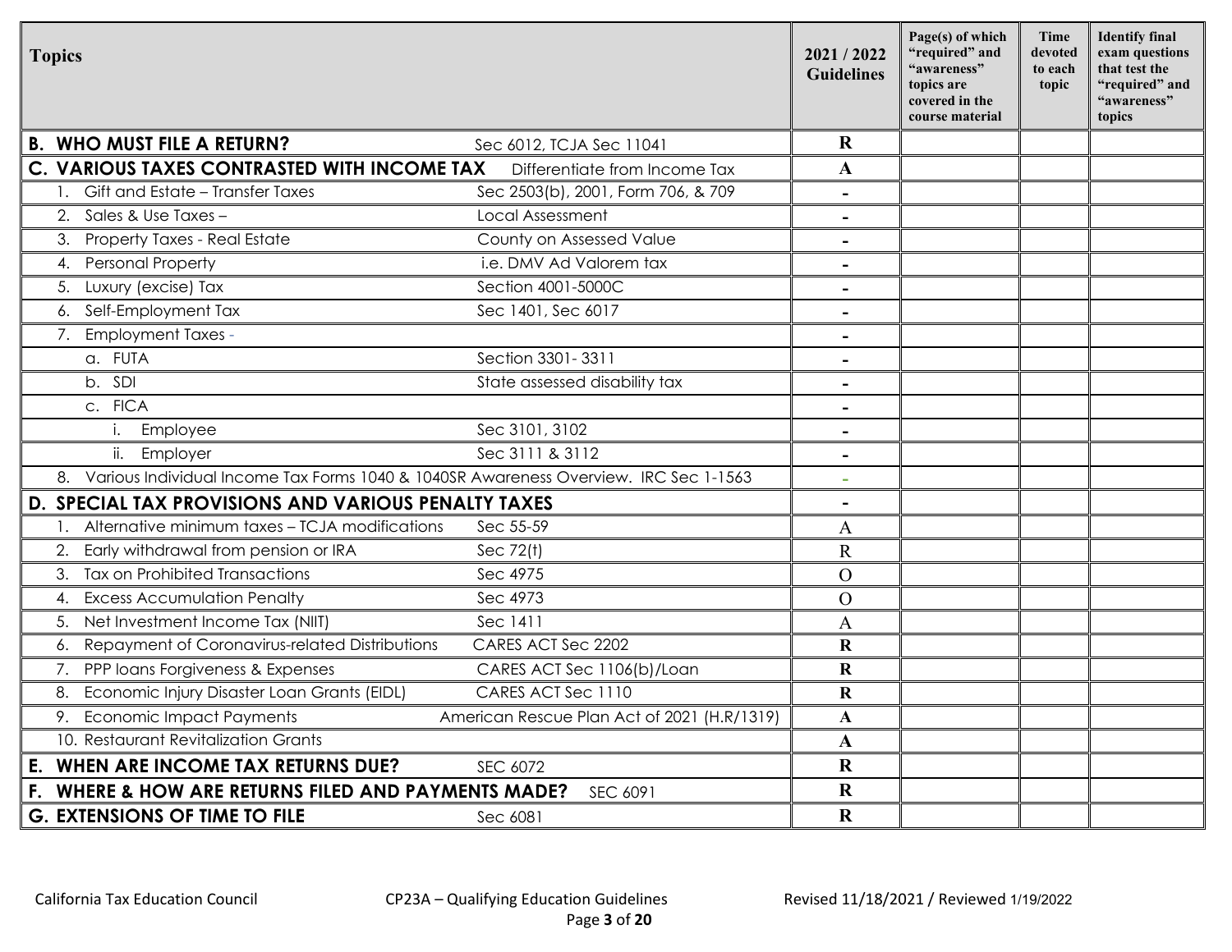| Topics | | 2021 / 2022 Guidelines | Page(s) of which "required" and "awareness" topics are covered in the course material | Time devoted to each topic | Identify final exam questions that test the "required" and "awareness" topics |
|---|---|---|---|---|---|
| **B. WHO MUST FILE A RETURN?** | Sec 6012, TCJA Sec 11041 | **R** | | | |
| **C. VARIOUS TAXES CONTRASTED WITH INCOME TAX** | Differentiate from Income Tax | **A** | | | |
| 1. Gift and Estate – Transfer Taxes | Sec 2503(b), 2001, Form 706, & 709 | - | | | |
| 2. Sales & Use Taxes – | Local Assessment | - | | | |
| 3. Property Taxes - Real Estate | County on Assessed Value | - | | | |
| 4. Personal Property | i.e. DMV Ad Valorem tax | - | | | |
| 5. Luxury (excise) Tax | Section 4001-5000C | - | | | |
| 6. Self-Employment Tax | Sec 1401, Sec 6017 | - | | | |
| 7. Employment Taxes - | | - | | | |
| a. FUTA | Section 3301- 3311 | - | | | |
| b. SDI | State assessed disability tax | - | | | |
| c. FICA | | - | | | |
| i. Employee | Sec 3101, 3102 | - | | | |
| ii. Employer | Sec 3111 & 3112 | - | | | |
| 8. Various Individual Income Tax Forms 1040 & 1040SR Awareness Overview. IRC Sec 1-1563 | | - | | | |
| **D. SPECIAL TAX PROVISIONS AND VARIOUS PENALTY TAXES** | | - | | | |
| 1. Alternative minimum taxes – TCJA modifications | Sec 55-59 | A | | | |
| 2. Early withdrawal from pension or IRA | Sec 72(t) | R | | | |
| 3. Tax on Prohibited Transactions | Sec 4975 | O | | | |
| 4. Excess Accumulation Penalty | Sec 4973 | O | | | |
| 5. Net Investment Income Tax (NIIT) | Sec 1411 | A | | | |
| 6. Repayment of Coronavirus-related Distributions | CARES ACT Sec 2202 | **R** | | | |
| 7. PPP loans Forgiveness & Expenses | CARES ACT Sec 1106(b)/Loan | **R** | | | |
| 8. Economic Injury Disaster Loan Grants (EIDL) | CARES ACT Sec 1110 | **R** | | | |
| 9. Economic Impact Payments | American Rescue Plan Act of 2021 (H.R/1319) | **A** | | | |
| 10. Restaurant Revitalization Grants | | **A** | | | |
| **E. WHEN ARE INCOME TAX RETURNS DUE?** | SEC 6072 | **R** | | | |
| **F. WHERE & HOW ARE RETURNS FILED AND PAYMENTS MADE?** | SEC 6091 | **R** | | | |
| **G. EXTENSIONS OF TIME TO FILE** | Sec 6081 | **R** | | | |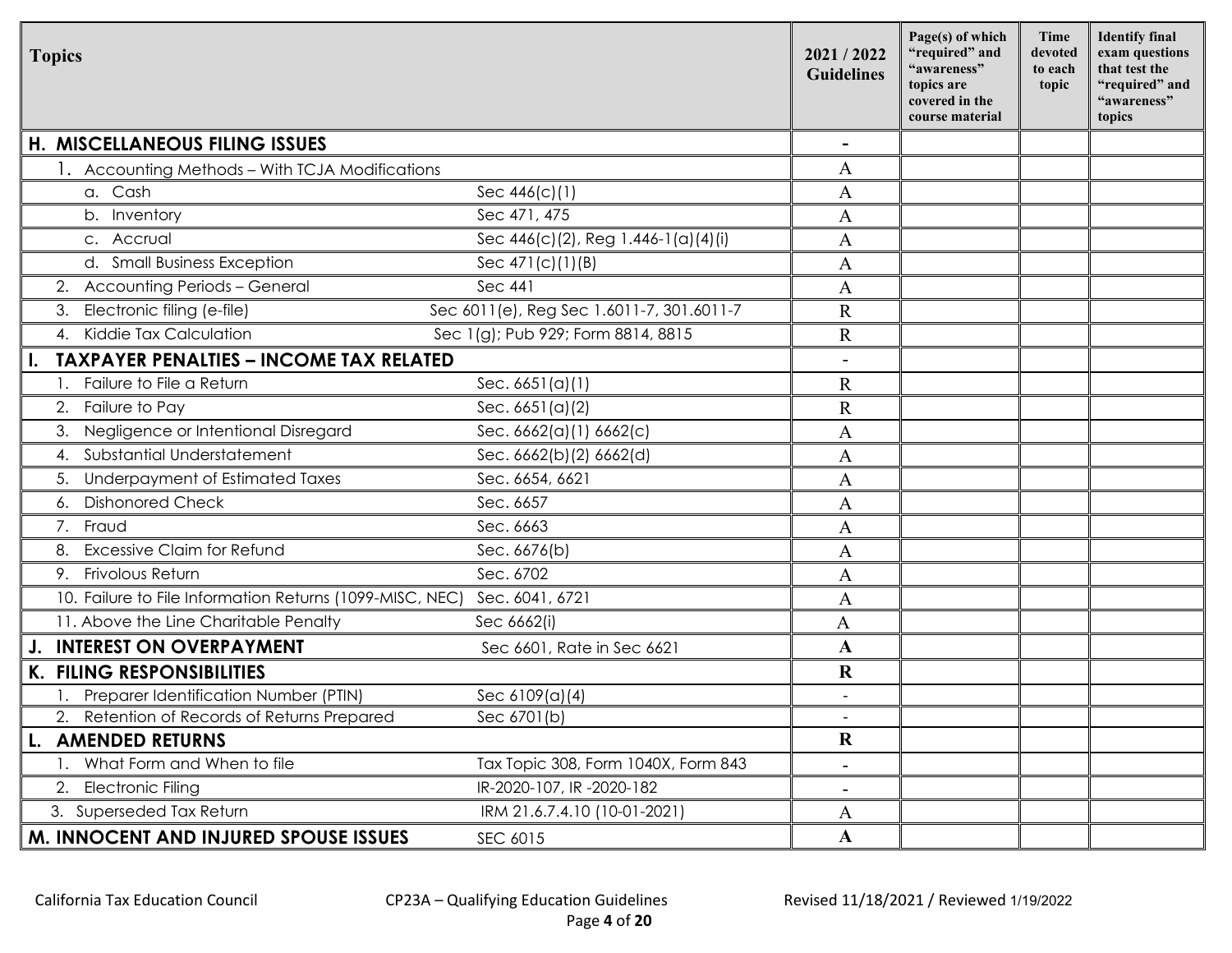| Topics | | 2021 / 2022 Guidelines | Page(s) of which "required" and "awareness" topics are covered in the course material | Time devoted to each topic | Identify final exam questions that test the "required" and "awareness" topics |
|---|---|---|---|---|---|
| **H. MISCELLANEOUS FILING ISSUES** | | - | | | |
| 1. Accounting Methods – With TCJA Modifications | | A | | | |
| a. Cash | Sec 446(c)(1) | A | | | |
| b. Inventory | Sec 471, 475 | A | | | |
| c. Accrual | Sec 446(c)(2), Reg 1.446-1(a)(4)(i) | A | | | |
| d. Small Business Exception | Sec 471(c)(1)(B) | A | | | |
| 2. Accounting Periods – General | Sec 441 | A | | | |
| 3. Electronic filing (e-file) | Sec 6011(e), Reg Sec 1.6011-7, 301.6011-7 | R | | | |
| 4. Kiddie Tax Calculation | Sec 1(g); Pub 929; Form 8814, 8815 | R | | | |
| **I. TAXPAYER PENALTIES – INCOME TAX RELATED** | | - | | | |
| 1. Failure to File a Return | Sec. 6651(a)(1) | R | | | |
| 2. Failure to Pay | Sec. 6651(a)(2) | R | | | |
| 3. Negligence or Intentional Disregard | Sec. 6662(a)(1) 6662(c) | A | | | |
| 4. Substantial Understatement | Sec. 6662(b)(2) 6662(d) | A | | | |
| 5. Underpayment of Estimated Taxes | Sec. 6654, 6621 | A | | | |
| 6. Dishonored Check | Sec. 6657 | A | | | |
| 7. Fraud | Sec. 6663 | A | | | |
| 8. Excessive Claim for Refund | Sec. 6676(b) | A | | | |
| 9. Frivolous Return | Sec. 6702 | A | | | |
| 10. Failure to File Information Returns (1099-MISC, NEC) | Sec. 6041, 6721 | A | | | |
| 11. Above the Line Charitable Penalty | Sec 6662(i) | A | | | |
| **J. INTEREST ON OVERPAYMENT** | Sec 6601, Rate in Sec 6621 | **A** | | | |
| **K. FILING RESPONSIBILITIES** | | **R** | | | |
| 1. Preparer Identification Number (PTIN) | Sec 6109(a)(4) | - | | | |
| 2. Retention of Records of Returns Prepared | Sec 6701(b) | - | | | |
| **L. AMENDED RETURNS** | | **R** | | | |
| 1. What Form and When to file | Tax Topic 308, Form 1040X, Form 843 | - | | | |
| 2. Electronic Filing | IR-2020-107, IR -2020-182 | - | | | |
| 3. Superseded Tax Return | IRM 21.6.7.4.10 (10-01-2021) | A | | | |
| **M. INNOCENT AND INJURED SPOUSE ISSUES** | SEC 6015 | **A** | | | |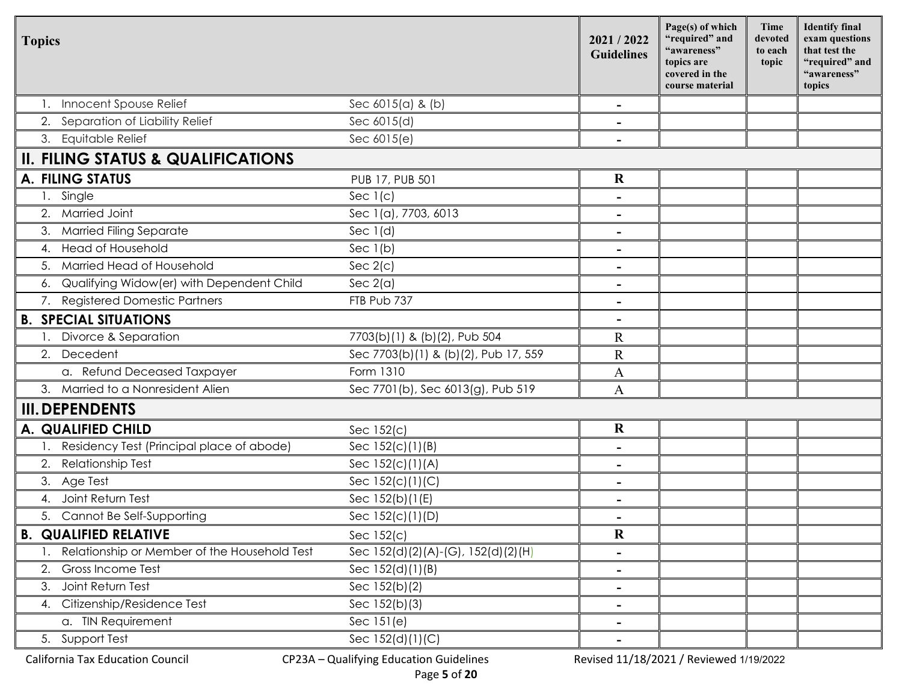| Topics | | 2021 / 2022 Guidelines | Page(s) of which "required" and "awareness" topics are covered in the course material | Time devoted to each topic | Identify final exam questions that test the "required" and "awareness" topics |
|---|---|---|---|---|---|
| 1. Innocent Spouse Relief | Sec 6015(a) & (b) | - | | | |
| 2. Separation of Liability Relief | Sec 6015(d) | - | | | |
| 3. Equitable Relief | Sec 6015(e) | - | | | |
| **II. FILING STATUS & QUALIFICATIONS** | | | | | |
| **A. FILING STATUS** | PUB 17, PUB 501 | **R** | | | |
| 1. Single | Sec 1(c) | - | | | |
| 2. Married Joint | Sec 1(a), 7703, 6013 | - | | | |
| 3. Married Filing Separate | Sec 1(d) | - | | | |
| 4. Head of Household | Sec 1(b) | - | | | |
| 5. Married Head of Household | Sec 2(c) | - | | | |
| 6. Qualifying Widow(er) with Dependent Child | Sec 2(a) | - | | | |
| 7. Registered Domestic Partners | FTB Pub 737 | - | | | |
| **B. SPECIAL SITUATIONS** | | - | | | |
| 1. Divorce & Separation | 7703(b)(1) & (b)(2), Pub 504 | R | | | |
| 2. Decedent | Sec 7703(b)(1) & (b)(2), Pub 17, 559 | R | | | |
| a. Refund Deceased Taxpayer | Form 1310 | A | | | |
| 3. Married to a Nonresident Alien | Sec 7701(b), Sec 6013(g), Pub 519 | A | | | |
| **III. DEPENDENTS** | | | | | |
| **A. QUALIFIED CHILD** | Sec 152(c) | **R** | | | |
| 1. Residency Test (Principal place of abode) | Sec 152(c)(1)(B) | - | | | |
| 2. Relationship Test | Sec 152(c)(1)(A) | - | | | |
| 3. Age Test | Sec 152(c)(1)(C) | - | | | |
| 4. Joint Return Test | Sec 152(b)(1(E) | - | | | |
| 5. Cannot Be Self-Supporting | Sec 152(c)(1)(D) | - | | | |
| **B. QUALIFIED RELATIVE** | Sec 152(c) | **R** | | | |
| 1. Relationship or Member of the Household Test | Sec 152(d)(2)(A)-(G), 152(d)(2)(H) | - | | | |
| 2. Gross Income Test | Sec 152(d)(1)(B) | - | | | |
| 3. Joint Return Test | Sec 152(b)(2) | - | | | |
| 4. Citizenship/Residence Test | Sec 152(b)(3) | - | | | |
| a. TIN Requirement | Sec 151(e) | - | | | |
| 5. Support Test | Sec 152(d)(1)(C) | - | | | |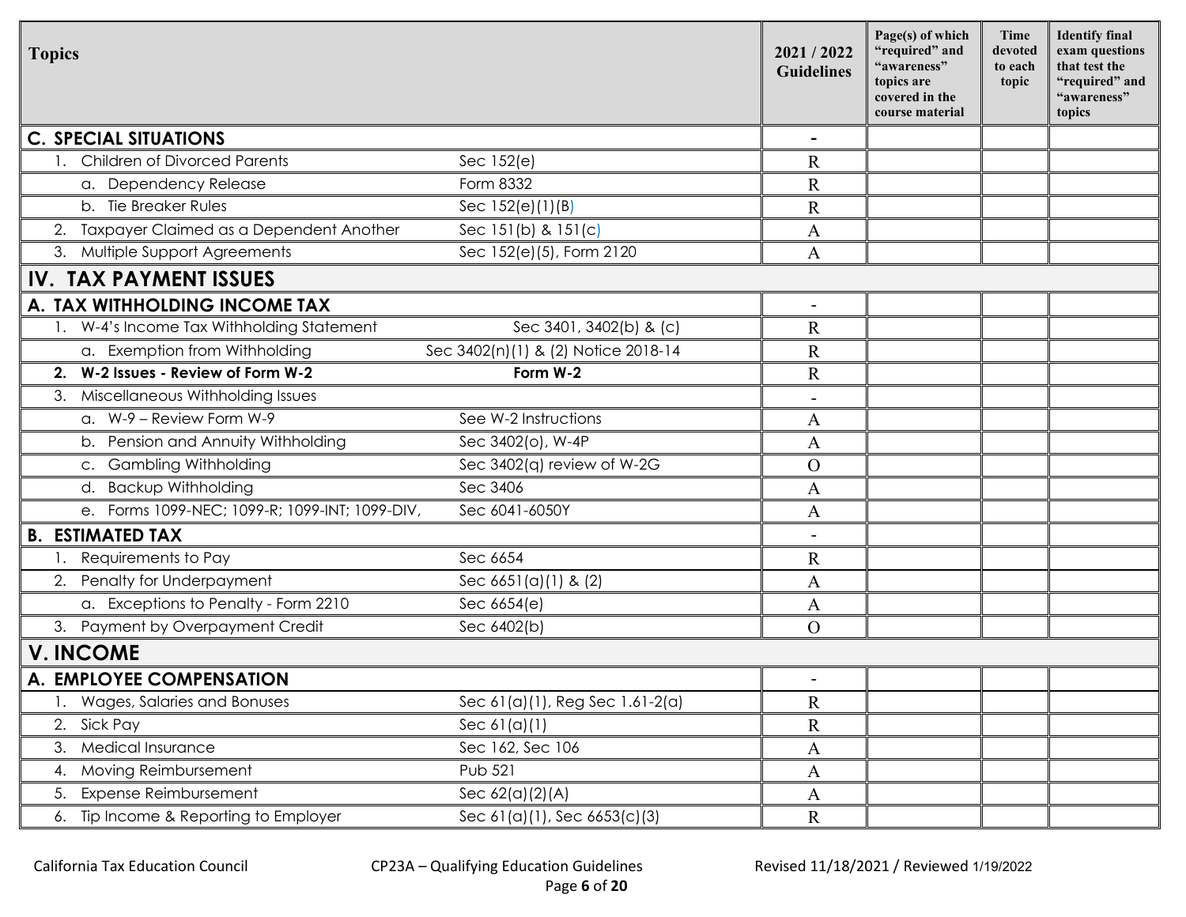| Topics | | 2021 / 2022 Guidelines | Page(s) of which "required" and "awareness" topics are covered in the course material | Time devoted to each topic | Identify final exam questions that test the "required" and "awareness" topics |
|---|---|---|---|---|---|
| **C. SPECIAL SITUATIONS** | | - | | | |
| 1. Children of Divorced Parents | Sec 152(e) | R | | | |
| a. Dependency Release | Form 8332 | R | | | |
| b. Tie Breaker Rules | Sec 152(e)(1)(B) | R | | | |
| 2. Taxpayer Claimed as a Dependent Another | Sec 151(b) & 151(c) | A | | | |
| 3. Multiple Support Agreements | Sec 152(e)(5), Form 2120 | A | | | |
| **IV. TAX PAYMENT ISSUES** | | | | | |
| **A. TAX WITHHOLDING INCOME TAX** | | - | | | |
| 1. W-4's Income Tax Withholding Statement | Sec 3401, 3402(b) & (c) | R | | | |
| a. Exemption from Withholding | Sec 3402(n)(1) & (2) Notice 2018-14 | R | | | |
| **2. W-2 Issues - Review of Form W-2** | **Form W-2** | R | | | |
| 3. Miscellaneous Withholding Issues | | - | | | |
| a. W-9 – Review Form W-9 | See W-2 Instructions | A | | | |
| b. Pension and Annuity Withholding | Sec 3402(o), W-4P | A | | | |
| c. Gambling Withholding | Sec 3402(q) review of W-2G | O | | | |
| d. Backup Withholding | Sec 3406 | A | | | |
| e. Forms 1099-NEC; 1099-R; 1099-INT; 1099-DIV, | Sec 6041-6050Y | A | | | |
| **B. ESTIMATED TAX** | | - | | | |
| 1. Requirements to Pay | Sec 6654 | R | | | |
| 2. Penalty for Underpayment | Sec 6651(a)(1) & (2) | A | | | |
| a. Exceptions to Penalty - Form 2210 | Sec 6654(e) | A | | | |
| 3. Payment by Overpayment Credit | Sec 6402(b) | O | | | |
| **V. INCOME** | | | | | |
| **A. EMPLOYEE COMPENSATION** | | - | | | |
| 1. Wages, Salaries and Bonuses | Sec 61(a)(1), Reg Sec 1.61-2(a) | R | | | |
| 2. Sick Pay | Sec 61(a)(1) | R | | | |
| 3. Medical Insurance | Sec 162, Sec 106 | A | | | |
| 4. Moving Reimbursement | Pub 521 | A | | | |
| 5. Expense Reimbursement | Sec 62(a)(2)(A) | A | | | |
| 6. Tip Income & Reporting to Employer | Sec 61(a)(1), Sec 6653(c)(3) | R | | | |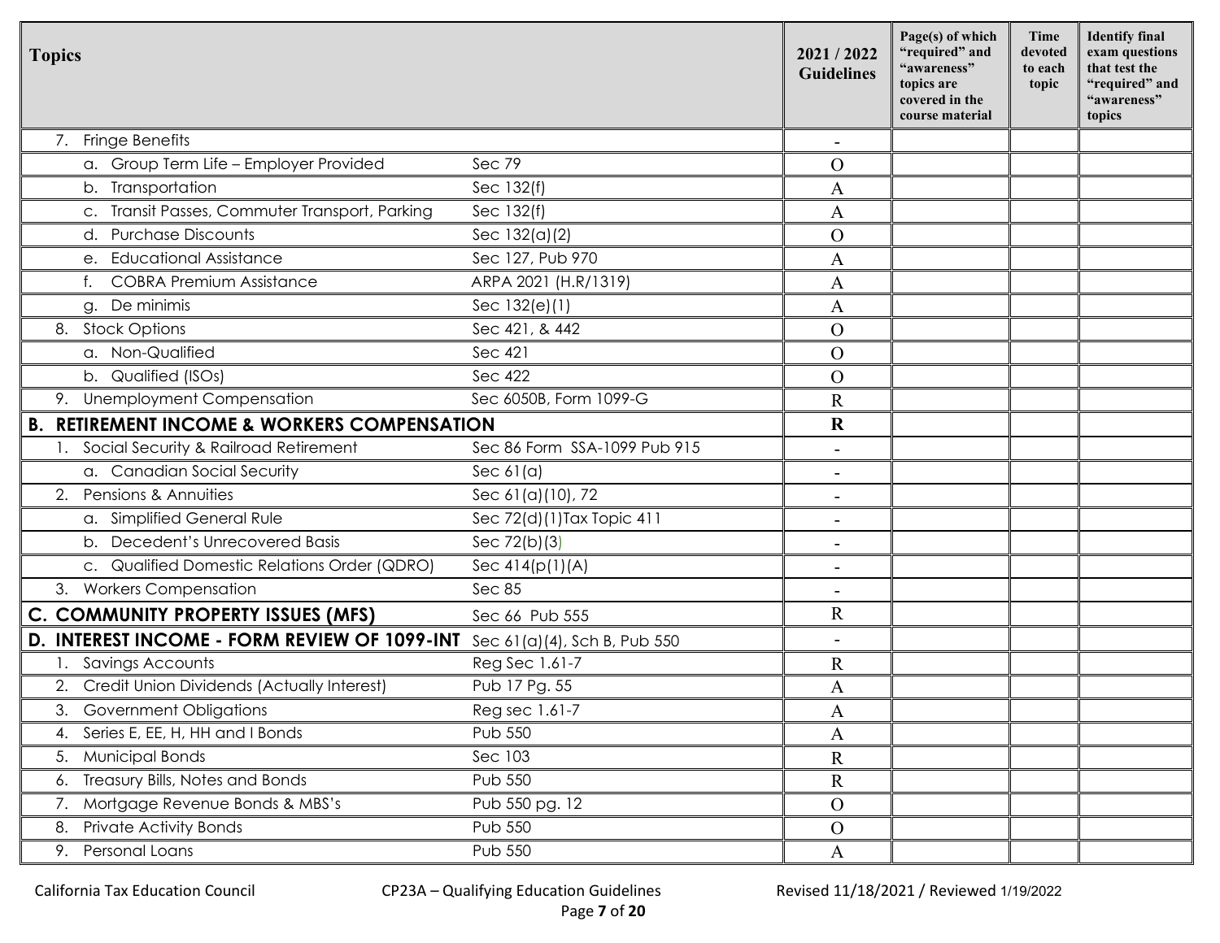| Topics | | 2021 / 2022 Guidelines | Page(s) of which "required" and "awareness" topics are covered in the course material | Time devoted to each topic | Identify final exam questions that test the "required" and "awareness" topics |
|---|---|---|---|---|---|
| 7. Fringe Benefits | | - | | | |
| a. Group Term Life – Employer Provided | Sec 79 | O | | | |
| b. Transportation | Sec 132(f) | A | | | |
| c. Transit Passes, Commuter Transport, Parking | Sec 132(f) | A | | | |
| d. Purchase Discounts | Sec 132(a)(2) | O | | | |
| e. Educational Assistance | Sec 127, Pub 970 | A | | | |
| f. COBRA Premium Assistance | ARPA 2021 (H.R/1319) | A | | | |
| g. De minimis | Sec 132(e)(1) | A | | | |
| 8. Stock Options | Sec 421, & 442 | O | | | |
| a. Non-Qualified | Sec 421 | O | | | |
| b. Qualified (ISOs) | Sec 422 | O | | | |
| 9. Unemployment Compensation | Sec 6050B, Form 1099-G | R | | | |
| **B. RETIREMENT INCOME & WORKERS COMPENSATION** | | **R** | | | |
| 1. Social Security & Railroad Retirement | Sec 86 Form SSA-1099 Pub 915 | - | | | |
| a. Canadian Social Security | Sec 61(a) | - | | | |
| 2. Pensions & Annuities | Sec 61(a)(10), 72 | - | | | |
| a. Simplified General Rule | Sec 72(d)(1)Tax Topic 411 | - | | | |
| b. Decedent's Unrecovered Basis | Sec 72(b)(3) | - | | | |
| c. Qualified Domestic Relations Order (QDRO) | Sec 414(p(1)(A) | - | | | |
| 3. Workers Compensation | Sec 85 | - | | | |
| **C. COMMUNITY PROPERTY ISSUES (MFS)** | Sec 66 Pub 555 | R | | | |
| **D. INTEREST INCOME - FORM REVIEW OF 1099-INT** | Sec 61(a)(4), Sch B, Pub 550 | - | | | |
| 1. Savings Accounts | Reg Sec 1.61-7 | R | | | |
| 2. Credit Union Dividends (Actually Interest) | Pub 17 Pg. 55 | A | | | |
| 3. Government Obligations | Reg sec 1.61-7 | A | | | |
| 4. Series E, EE, H, HH and I Bonds | Pub 550 | A | | | |
| 5. Municipal Bonds | Sec 103 | R | | | |
| 6. Treasury Bills, Notes and Bonds | Pub 550 | R | | | |
| 7. Mortgage Revenue Bonds & MBS's | Pub 550 pg. 12 | O | | | |
| 8. Private Activity Bonds | Pub 550 | O | | | |
| 9. Personal Loans | Pub 550 | A | | | |

California Tax Education Council CP23A – Qualifying Education Guidelines Revised 11/18/2021 / Reviewed 1/19/2022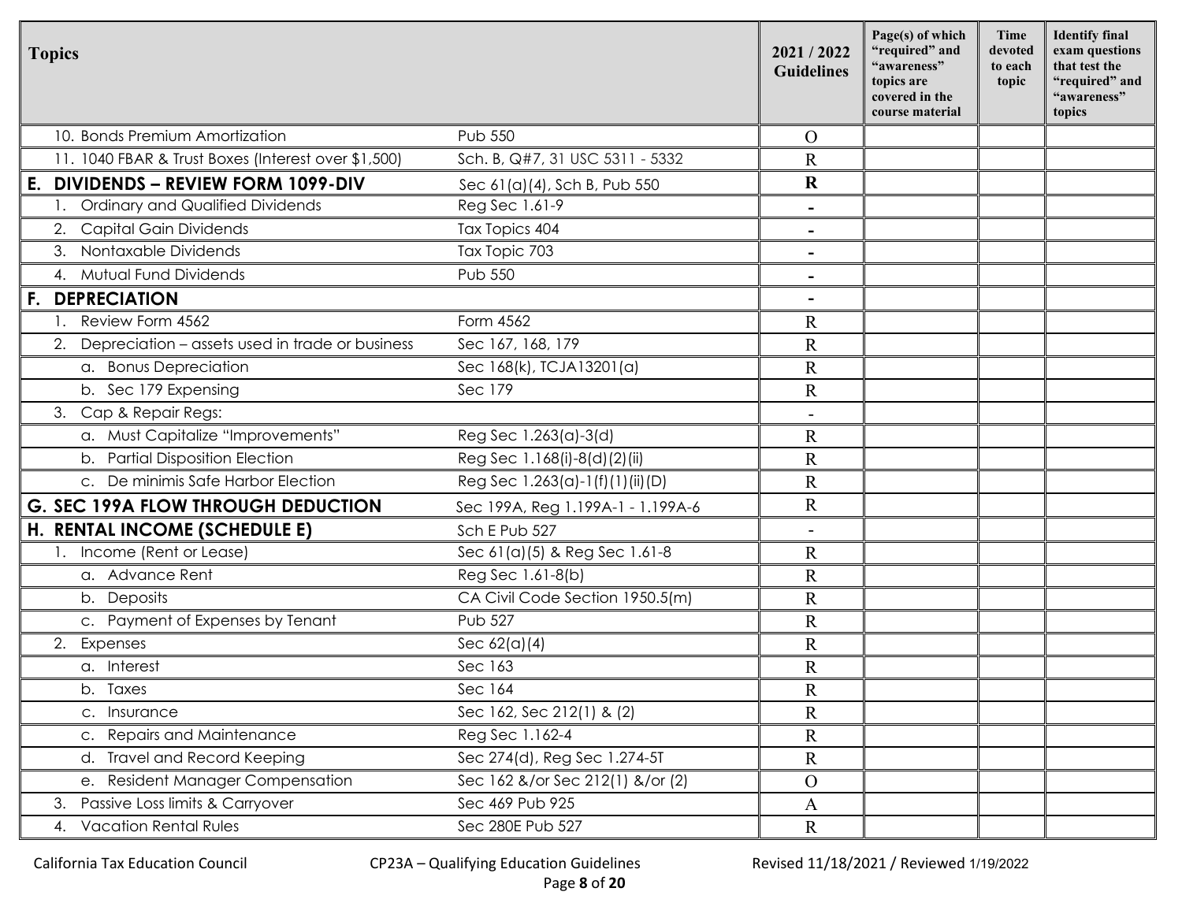| Topics | | 2021 / 2022 Guidelines | Page(s) of which "required" and "awareness" topics are covered in the course material | Time devoted to each topic | Identify final exam questions that test the "required" and "awareness" topics |
|---|---|---|---|---|---|
| 10. Bonds Premium Amortization | Pub 550 | O | | | |
| 11. 1040 FBAR & Trust Boxes (Interest over $1,500) | Sch. B, Q#7, 31 USC 5311 - 5332 | R | | | |
| **E. DIVIDENDS – REVIEW FORM 1099-DIV** | Sec 61(a)(4), Sch B, Pub 550 | **R** | | | |
| 1. Ordinary and Qualified Dividends | Reg Sec 1.61-9 | - | | | |
| 2. Capital Gain Dividends | Tax Topics 404 | - | | | |
| 3. Nontaxable Dividends | Tax Topic 703 | - | | | |
| 4. Mutual Fund Dividends | Pub 550 | - | | | |
| **F. DEPRECIATION** | | - | | | |
| 1. Review Form 4562 | Form 4562 | R | | | |
| 2. Depreciation – assets used in trade or business | Sec 167, 168, 179 | R | | | |
| a. Bonus Depreciation | Sec 168(k), TCJA13201(a) | R | | | |
| b. Sec 179 Expensing | Sec 179 | R | | | |
| 3. Cap & Repair Regs: | | - | | | |
| a. Must Capitalize "Improvements" | Reg Sec 1.263(a)-3(d) | R | | | |
| b. Partial Disposition Election | Reg Sec 1.168(i)-8(d)(2)(ii) | R | | | |
| c. De minimis Safe Harbor Election | Reg Sec 1.263(a)-1(f)(1)(ii)(D) | R | | | |
| **G. SEC 199A FLOW THROUGH DEDUCTION** | Sec 199A, Reg 1.199A-1 - 1.199A-6 | R | | | |
| **H. RENTAL INCOME (SCHEDULE E)** | Sch E Pub 527 | - | | | |
| 1. Income (Rent or Lease) | Sec 61(a)(5) & Reg Sec 1.61-8 | R | | | |
| a. Advance Rent | Reg Sec 1.61-8(b) | R | | | |
| b. Deposits | CA Civil Code Section 1950.5(m) | R | | | |
| c. Payment of Expenses by Tenant | Pub 527 | R | | | |
| 2. Expenses | Sec 62(a)(4) | R | | | |
| a. Interest | Sec 163 | R | | | |
| b. Taxes | Sec 164 | R | | | |
| c. Insurance | Sec 162, Sec 212(1) & (2) | R | | | |
| c. Repairs and Maintenance | Reg Sec 1.162-4 | R | | | |
| d. Travel and Record Keeping | Sec 274(d), Reg Sec 1.274-5T | R | | | |
| e. Resident Manager Compensation | Sec 162 &/or Sec 212(1) &/or (2) | O | | | |
| 3. Passive Loss limits & Carryover | Sec 469 Pub 925 | A | | | |
| 4. Vacation Rental Rules | Sec 280E Pub 527 | R | | | |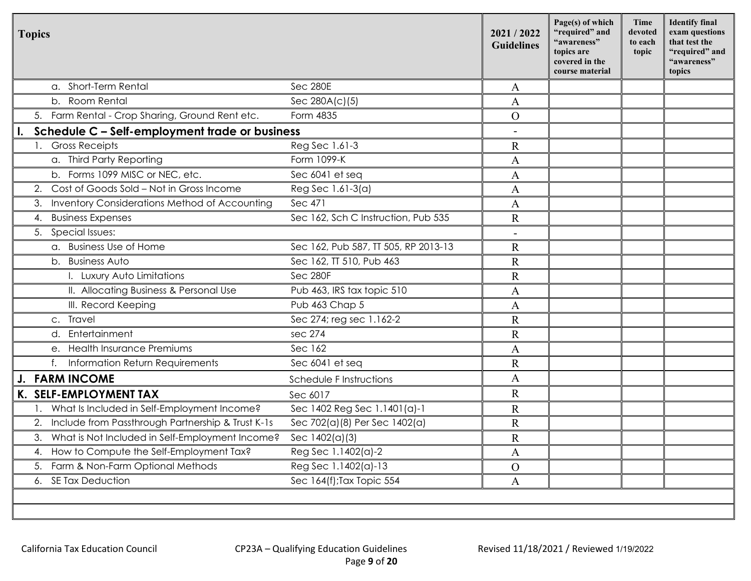| Topics | | 2021 / 2022 Guidelines | Page(s) of which "required" and "awareness" topics are covered in the course material | Time devoted to each topic | Identify final exam questions that test the "required" and "awareness" topics |
|---|---|---|---|---|---|
| a. Short-Term Rental | Sec 280E | A | | | |
| b. Room Rental | Sec 280A(c)(5) | A | | | |
| 5. Farm Rental - Crop Sharing, Ground Rent etc. | Form 4835 | O | | | |
| **I. Schedule C – Self-employment trade or business** | | - | | | |
| 1. Gross Receipts | Reg Sec 1.61-3 | R | | | |
| a. Third Party Reporting | Form 1099-K | A | | | |
| b. Forms 1099 MISC or NEC, etc. | Sec 6041 et seq | A | | | |
| 2. Cost of Goods Sold – Not in Gross Income | Reg Sec 1.61-3(a) | A | | | |
| 3. Inventory Considerations Method of Accounting | Sec 471 | A | | | |
| 4. Business Expenses | Sec 162, Sch C Instruction, Pub 535 | R | | | |
| 5. Special Issues: | | - | | | |
| a. Business Use of Home | Sec 162, Pub 587, TT 505, RP 2013-13 | R | | | |
| b. Business Auto | Sec 162, TT 510, Pub 463 | R | | | |
| I. Luxury Auto Limitations | Sec 280F | R | | | |
| II. Allocating Business & Personal Use | Pub 463, IRS tax topic 510 | A | | | |
| III. Record Keeping | Pub 463 Chap 5 | A | | | |
| c. Travel | Sec 274; reg sec 1.162-2 | R | | | |
| d. Entertainment | sec 274 | R | | | |
| e. Health Insurance Premiums | Sec 162 | A | | | |
| f. Information Return Requirements | Sec 6041 et seq | R | | | |
| **J. FARM INCOME** | Schedule F Instructions | A | | | |
| **K. SELF-EMPLOYMENT TAX** | Sec 6017 | R | | | |
| 1. What Is Included in Self-Employment Income? | Sec 1402 Reg Sec 1.1401(a)-1 | R | | | |
| 2. Include from Passthrough Partnership & Trust K-1s | Sec 702(a)(8) Per Sec 1402(a) | R | | | |
| 3. What is Not Included in Self-Employment Income? | Sec 1402(a)(3) | R | | | |
| 4. How to Compute the Self-Employment Tax? | Reg Sec 1.1402(a)-2 | A | | | |
| 5. Farm & Non-Farm Optional Methods | Reg Sec 1.1402(a)-13 | O | | | |
| 6. SE Tax Deduction | Sec 164(f);Tax Topic 554 | A | | | |
| | | | | | |
| | | | | | |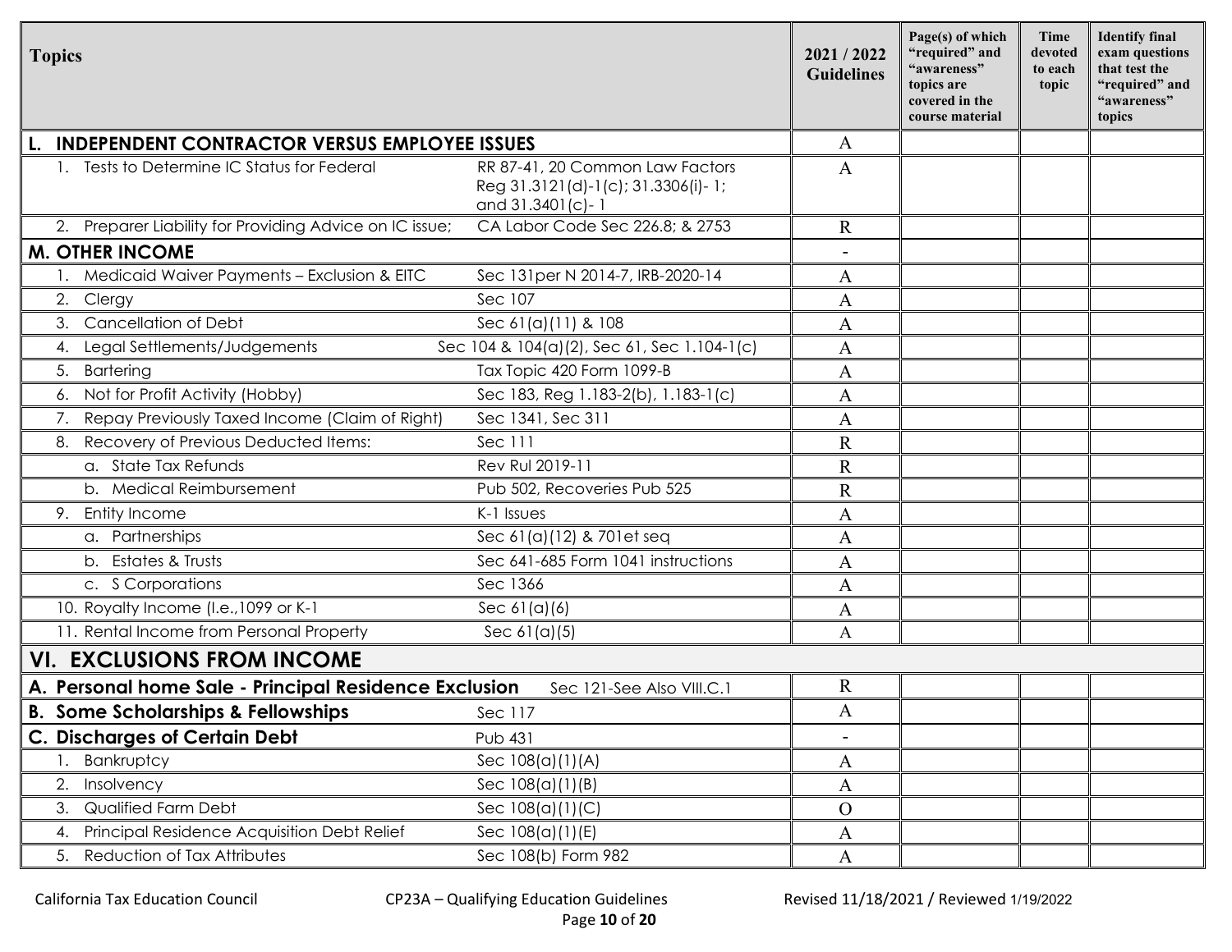| Topics | | 2021 / 2022 Guidelines | Page(s) of which "required" and "awareness" topics are covered in the course material | Time devoted to each topic | Identify final exam questions that test the "required" and "awareness" topics |
|---|---|---|---|---|---|
| **L. INDEPENDENT CONTRACTOR VERSUS EMPLOYEE ISSUES** | | A | | | |
| 1. Tests to Determine IC Status for Federal | RR 87-41, 20 Common Law Factors Reg 31.3121(d)-1(c); 31.3306(i)- 1; and 31.3401(c)- 1 | A | | | |
| 2. Preparer Liability for Providing Advice on IC issue; | CA Labor Code Sec 226.8; & 2753 | R | | | |
| **M. OTHER INCOME** | | - | | | |
| 1. Medicaid Waiver Payments – Exclusion & EITC | Sec 131per N 2014-7, IRB-2020-14 | A | | | |
| 2. Clergy | Sec 107 | A | | | |
| 3. Cancellation of Debt | Sec 61(a)(11) & 108 | A | | | |
| 4. Legal Settlements/Judgements | Sec 104 & 104(a)(2), Sec 61, Sec 1.104-1(c) | A | | | |
| 5. Bartering | Tax Topic 420 Form 1099-B | A | | | |
| 6. Not for Profit Activity (Hobby) | Sec 183, Reg 1.183-2(b), 1.183-1(c) | A | | | |
| 7. Repay Previously Taxed Income (Claim of Right) | Sec 1341, Sec 311 | A | | | |
| 8. Recovery of Previous Deducted Items: | Sec 111 | R | | | |
| a. State Tax Refunds | Rev Rul 2019-11 | R | | | |
| b. Medical Reimbursement | Pub 502, Recoveries Pub 525 | R | | | |
| 9. Entity Income | K-1 Issues | A | | | |
| a. Partnerships | Sec 61(a)(12) & 701et seq | A | | | |
| b. Estates & Trusts | Sec 641-685 Form 1041 instructions | A | | | |
| c. S Corporations | Sec 1366 | A | | | |
| 10. Royalty Income (I.e.,1099 or K-1 | Sec 61(a)(6) | A | | | |
| 11. Rental Income from Personal Property | Sec 61(a)(5) | A | | | |
| **VI. EXCLUSIONS FROM INCOME** | | | | | |
| **A. Personal home Sale - Principal Residence Exclusion** | Sec 121-See Also VIII.C.1 | R | | | |
| **B. Some Scholarships & Fellowships** | Sec 117 | A | | | |
| **C. Discharges of Certain Debt** | Pub 431 | - | | | |
| 1. Bankruptcy | Sec 108(a)(1)(A) | A | | | |
| 2. Insolvency | Sec 108(a)(1)(B) | A | | | |
| 3. Qualified Farm Debt | Sec 108(a)(1)(C) | O | | | |
| 4. Principal Residence Acquisition Debt Relief | Sec 108(a)(1)(E) | A | | | |
| 5. Reduction of Tax Attributes | Sec 108(b) Form 982 | A | | | |

California Tax Education Council CP23A – Qualifying Education Guidelines Revised 11/18/2021 / Reviewed 1/19/2022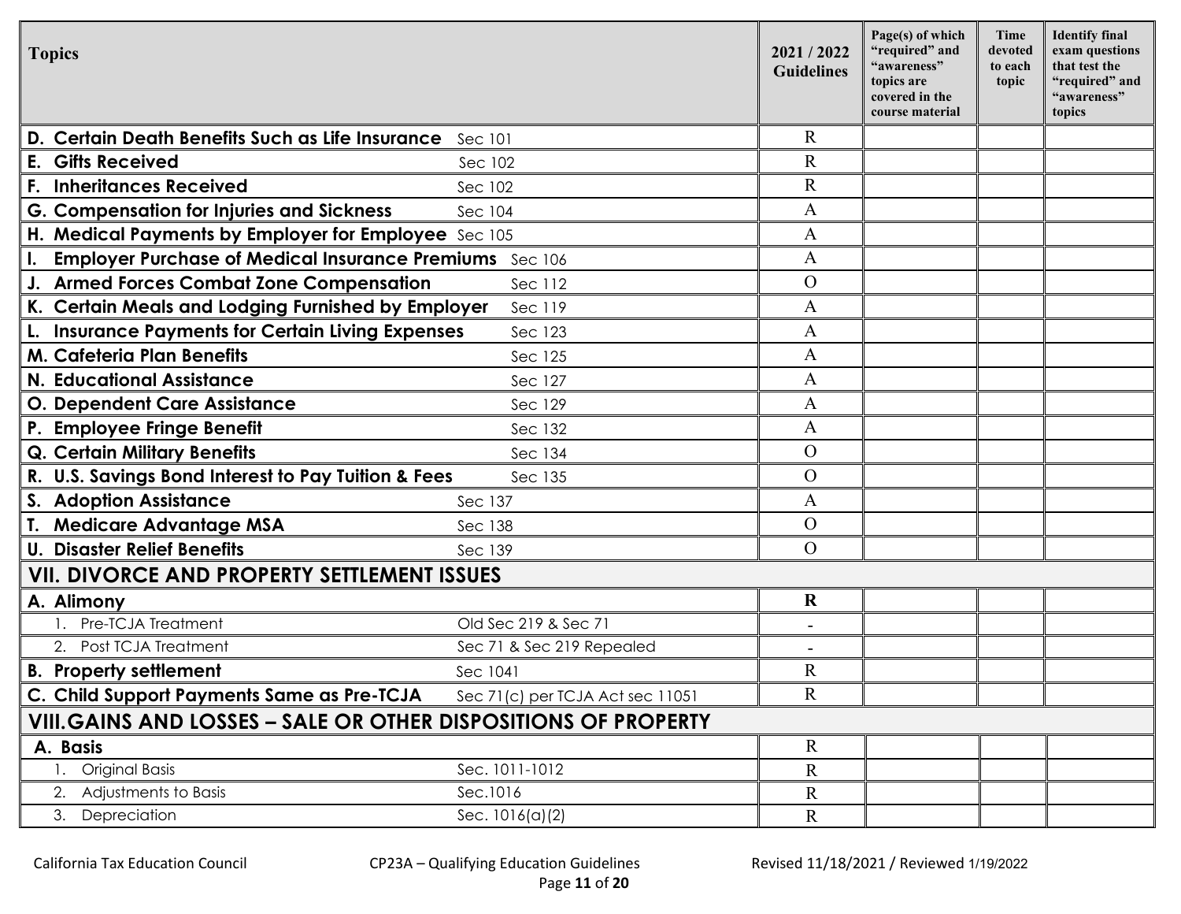| Topics | | 2021 / 2022 Guidelines | Page(s) of which "required" and "awareness" topics are covered in the course material | Time devoted to each topic | Identify final exam questions that test the "required" and "awareness" topics |
|---|---|---|---|---|---|
| **D. Certain Death Benefits Such as Life Insurance** | Sec 101 | R | | | |
| **E. Gifts Received** | Sec 102 | R | | | |
| **F. Inheritances Received** | Sec 102 | R | | | |
| **G. Compensation for Injuries and Sickness** | Sec 104 | A | | | |
| **H. Medical Payments by Employer for Employee** | Sec 105 | A | | | |
| **I. Employer Purchase of Medical Insurance Premiums** | Sec 106 | A | | | |
| **J. Armed Forces Combat Zone Compensation** | Sec 112 | O | | | |
| **K. Certain Meals and Lodging Furnished by Employer** | Sec 119 | A | | | |
| **L. Insurance Payments for Certain Living Expenses** | Sec 123 | A | | | |
| **M. Cafeteria Plan Benefits** | Sec 125 | A | | | |
| **N. Educational Assistance** | Sec 127 | A | | | |
| **O. Dependent Care Assistance** | Sec 129 | A | | | |
| **P. Employee Fringe Benefit** | Sec 132 | A | | | |
| **Q. Certain Military Benefits** | Sec 134 | O | | | |
| **R. U.S. Savings Bond Interest to Pay Tuition & Fees** | Sec 135 | O | | | |
| **S. Adoption Assistance** | Sec 137 | A | | | |
| **T. Medicare Advantage MSA** | Sec 138 | O | | | |
| **U. Disaster Relief Benefits** | Sec 139 | O | | | |
| **VII. DIVORCE AND PROPERTY SETTLEMENT ISSUES** | | | | | |
| **A. Alimony** | | **R** | | | |
| 1. Pre-TCJA Treatment | Old Sec 219 & Sec 71 | - | | | |
| 2. Post TCJA Treatment | Sec 71 & Sec 219 Repealed | - | | | |
| **B. Property settlement** | Sec 1041 | R | | | |
| **C. Child Support Payments Same as Pre-TCJA** | Sec 71(c) per TCJA Act sec 11051 | R | | | |
| **VIII. GAINS AND LOSSES – SALE OR OTHER DISPOSITIONS OF PROPERTY** | | | | | |
| **A. Basis** | | R | | | |
| 1. Original Basis | Sec. 1011-1012 | R | | | |
| 2. Adjustments to Basis | Sec.1016 | R | | | |
| 3. Depreciation | Sec. 1016(a)(2) | R | | | |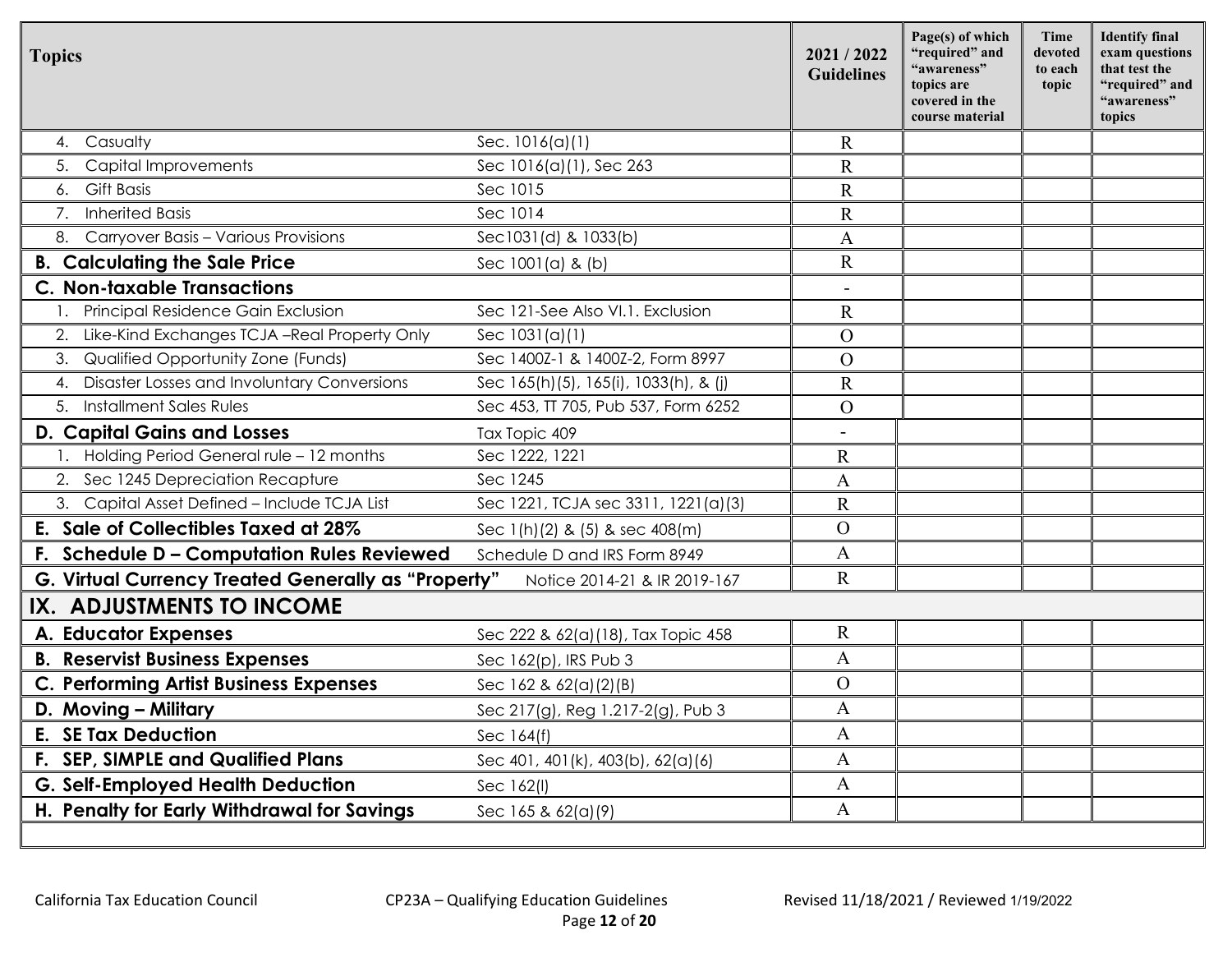| Topics | | 2021 / 2022 Guidelines | Page(s) of which "required" and "awareness" topics are covered in the course material | Time devoted to each topic | Identify final exam questions that test the "required" and "awareness" topics |
|---|---|---|---|---|---|
| 4. Casualty | Sec. 1016(a)(1) | R | | | |
| 5. Capital Improvements | Sec 1016(a)(1), Sec 263 | R | | | |
| 6. Gift Basis | Sec 1015 | R | | | |
| 7. Inherited Basis | Sec 1014 | R | | | |
| 8. Carryover Basis – Various Provisions | Sec1031(d) & 1033(b) | A | | | |
| **B. Calculating the Sale Price** | Sec 1001(a) & (b) | R | | | |
| **C. Non-taxable Transactions** | | - | | | |
| 1. Principal Residence Gain Exclusion | Sec 121-See Also VI.1. Exclusion | R | | | |
| 2. Like-Kind Exchanges TCJA –Real Property Only | Sec 1031(a)(1) | O | | | |
| 3. Qualified Opportunity Zone (Funds) | Sec 1400Z-1 & 1400Z-2, Form 8997 | O | | | |
| 4. Disaster Losses and Involuntary Conversions | Sec 165(h)(5), 165(i), 1033(h), & (j) | R | | | |
| 5. Installment Sales Rules | Sec 453, TT 705, Pub 537, Form 6252 | O | | | |
| **D. Capital Gains and Losses** | Tax Topic 409 | - | | | |
| 1. Holding Period General rule – 12 months | Sec 1222, 1221 | R | | | |
| 2. Sec 1245 Depreciation Recapture | Sec 1245 | A | | | |
| 3. Capital Asset Defined – Include TCJA List | Sec 1221, TCJA sec 3311, 1221(a)(3) | R | | | |
| **E. Sale of Collectibles Taxed at 28%** | Sec 1(h)(2) & (5) & sec 408(m) | O | | | |
| **F. Schedule D – Computation Rules Reviewed** | Schedule D and IRS Form 8949 | A | | | |
| **G. Virtual Currency Treated Generally as "Property"** | Notice 2014-21 & IR 2019-167 | R | | | |
| **IX. ADJUSTMENTS TO INCOME** | | | | | |
| **A. Educator Expenses** | Sec 222 & 62(a)(18), Tax Topic 458 | R | | | |
| **B. Reservist Business Expenses** | Sec 162(p), IRS Pub 3 | A | | | |
| **C. Performing Artist Business Expenses** | Sec 162 & 62(a)(2)(B) | O | | | |
| **D. Moving – Military** | Sec 217(g), Reg 1.217-2(g), Pub 3 | A | | | |
| **E. SE Tax Deduction** | Sec 164(f) | A | | | |
| **F. SEP, SIMPLE and Qualified Plans** | Sec 401, 401(k), 403(b), 62(a)(6) | A | | | |
| **G. Self-Employed Health Deduction** | Sec 162(l) | A | | | |
| **H. Penalty for Early Withdrawal for Savings** | Sec 165 & 62(a)(9) | A | | | |

California Tax Education Council — CP23A – Qualifying Education Guidelines — Revised 11/18/2021 / Reviewed 1/19/2022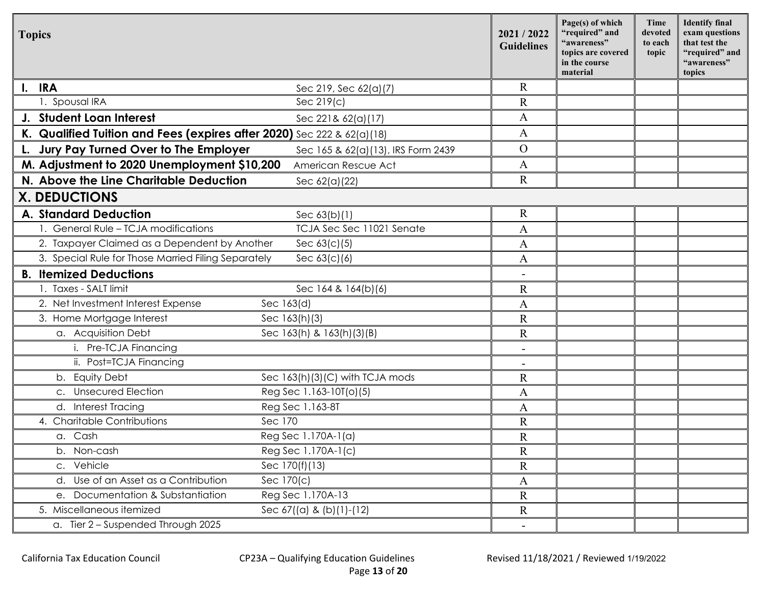| Topics | | 2021 / 2022 Guidelines | Page(s) of which "required" and "awareness" topics are covered in the course material | Time devoted to each topic | Identify final exam questions that test the "required" and "awareness" topics |
|---|---|---|---|---|---|
| **I. IRA** | Sec 219, Sec 62(a)(7) | R | | | |
| 1. Spousal IRA | Sec 219(c) | R | | | |
| **J. Student Loan Interest** | Sec 221& 62(a)(17) | A | | | |
| **K. Qualified Tuition and Fees (expires after 2020)** | Sec 222 & 62(a)(18) | A | | | |
| **L. Jury Pay Turned Over to The Employer** | Sec 165 & 62(a)(13), IRS Form 2439 | O | | | |
| **M. Adjustment to 2020 Unemployment $10,200** | American Rescue Act | A | | | |
| **N. Above the Line Charitable Deduction** | Sec 62(a)(22) | R | | | |
| **X. DEDUCTIONS** | | | | | |
| **A. Standard Deduction** | Sec 63(b)(1) | R | | | |
| 1. General Rule – TCJA modifications | TCJA Sec Sec 11021 Senate | A | | | |
| 2. Taxpayer Claimed as a Dependent by Another | Sec 63(c)(5) | A | | | |
| 3. Special Rule for Those Married Filing Separately | Sec 63(c)(6) | A | | | |
| **B. Itemized Deductions** | | - | | | |
| 1. Taxes - SALT limit | Sec 164 & 164(b)(6) | R | | | |
| 2. Net Investment Interest Expense | Sec 163(d) | A | | | |
| 3. Home Mortgage Interest | Sec 163(h)(3) | R | | | |
| a. Acquisition Debt | Sec 163(h) & 163(h)(3)(B) | R | | | |
| i. Pre-TCJA Financing | | - | | | |
| ii. Post=TCJA Financing | | - | | | |
| b. Equity Debt | Sec 163(h)(3)(C) with TCJA mods | R | | | |
| c. Unsecured Election | Reg Sec 1.163-10T(o)(5) | A | | | |
| d. Interest Tracing | Reg Sec 1.163-8T | A | | | |
| 4. Charitable Contributions | Sec 170 | R | | | |
| a. Cash | Reg Sec 1.170A-1(a) | R | | | |
| b. Non-cash | Reg Sec 1.170A-1(c) | R | | | |
| c. Vehicle | Sec 170(f)(13) | R | | | |
| d. Use of an Asset as a Contribution | Sec 170(c) | A | | | |
| e. Documentation & Substantiation | Reg Sec 1.170A-13 | R | | | |
| 5. Miscellaneous itemized | Sec 67((a) & (b)(1)-(12) | R | | | |
| a. Tier 2 – Suspended Through 2025 | | - | | | |

California Tax Education Council — CP23A – Qualifying Education Guidelines — Revised 11/18/2021 / Reviewed 1/19/2022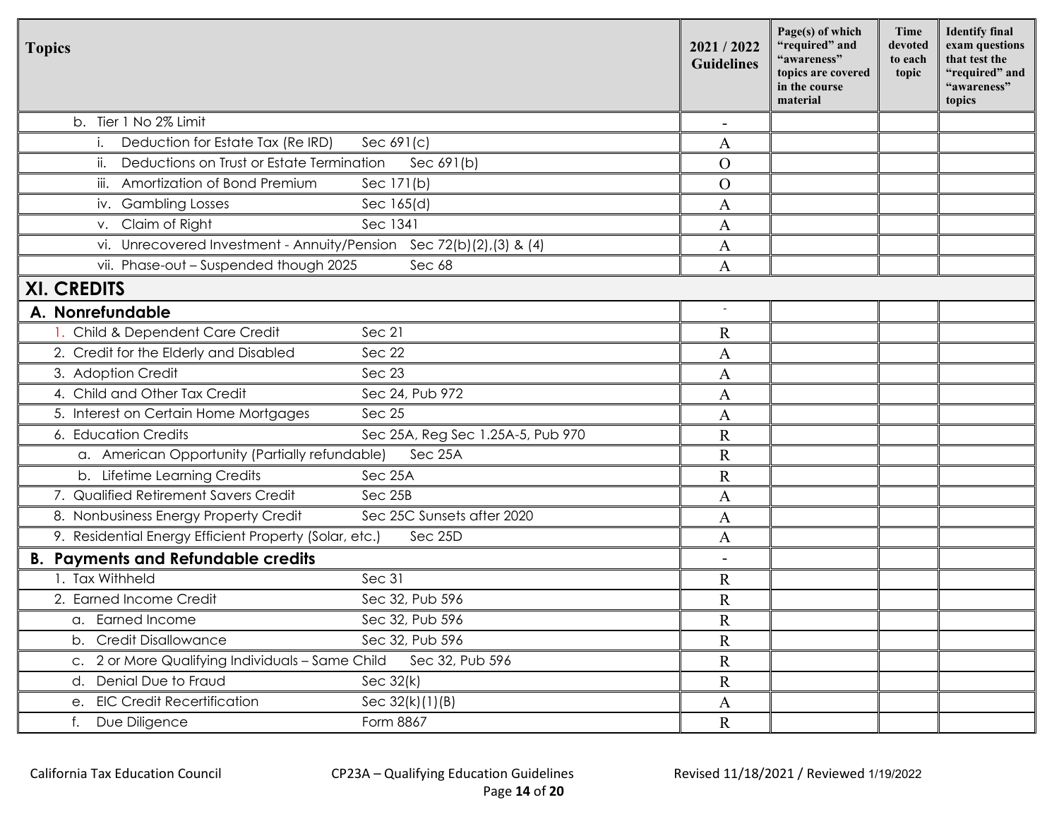| Topics | | 2021 / 2022 Guidelines | Page(s) of which "required" and "awareness" topics are covered in the course material | Time devoted to each topic | Identify final exam questions that test the "required" and "awareness" topics |
|---|---|---|---|---|---|
| b. Tier 1 No 2% Limit | | - | | | |
| i. Deduction for Estate Tax (Re IRD) | Sec 691(c) | A | | | |
| ii. Deductions on Trust or Estate Termination | Sec 691(b) | O | | | |
| iii. Amortization of Bond Premium | Sec 171(b) | O | | | |
| iv. Gambling Losses | Sec 165(d) | A | | | |
| v. Claim of Right | Sec 1341 | A | | | |
| vi. Unrecovered Investment - Annuity/Pension | Sec 72(b)(2),(3) & (4) | A | | | |
| vii. Phase-out – Suspended though 2025 | Sec 68 | A | | | |
| **XI. CREDITS** | | | | | |
| **A. Nonrefundable** | | - | | | |
| 1. Child & Dependent Care Credit | Sec 21 | R | | | |
| 2. Credit for the Elderly and Disabled | Sec 22 | A | | | |
| 3. Adoption Credit | Sec 23 | A | | | |
| 4. Child and Other Tax Credit | Sec 24, Pub 972 | A | | | |
| 5. Interest on Certain Home Mortgages | Sec 25 | A | | | |
| 6. Education Credits | Sec 25A, Reg Sec 1.25A-5, Pub 970 | R | | | |
| a. American Opportunity (Partially refundable) | Sec 25A | R | | | |
| b. Lifetime Learning Credits | Sec 25A | R | | | |
| 7. Qualified Retirement Savers Credit | Sec 25B | A | | | |
| 8. Nonbusiness Energy Property Credit | Sec 25C Sunsets after 2020 | A | | | |
| 9. Residential Energy Efficient Property (Solar, etc.) | Sec 25D | A | | | |
| **B. Payments and Refundable credits** | | - | | | |
| 1. Tax Withheld | Sec 31 | R | | | |
| 2. Earned Income Credit | Sec 32, Pub 596 | R | | | |
| a. Earned Income | Sec 32, Pub 596 | R | | | |
| b. Credit Disallowance | Sec 32, Pub 596 | R | | | |
| c. 2 or More Qualifying Individuals – Same Child | Sec 32, Pub 596 | R | | | |
| d. Denial Due to Fraud | Sec 32(k) | R | | | |
| e. EIC Credit Recertification | Sec 32(k)(1)(B) | A | | | |
| f. Due Diligence | Form 8867 | R | | | |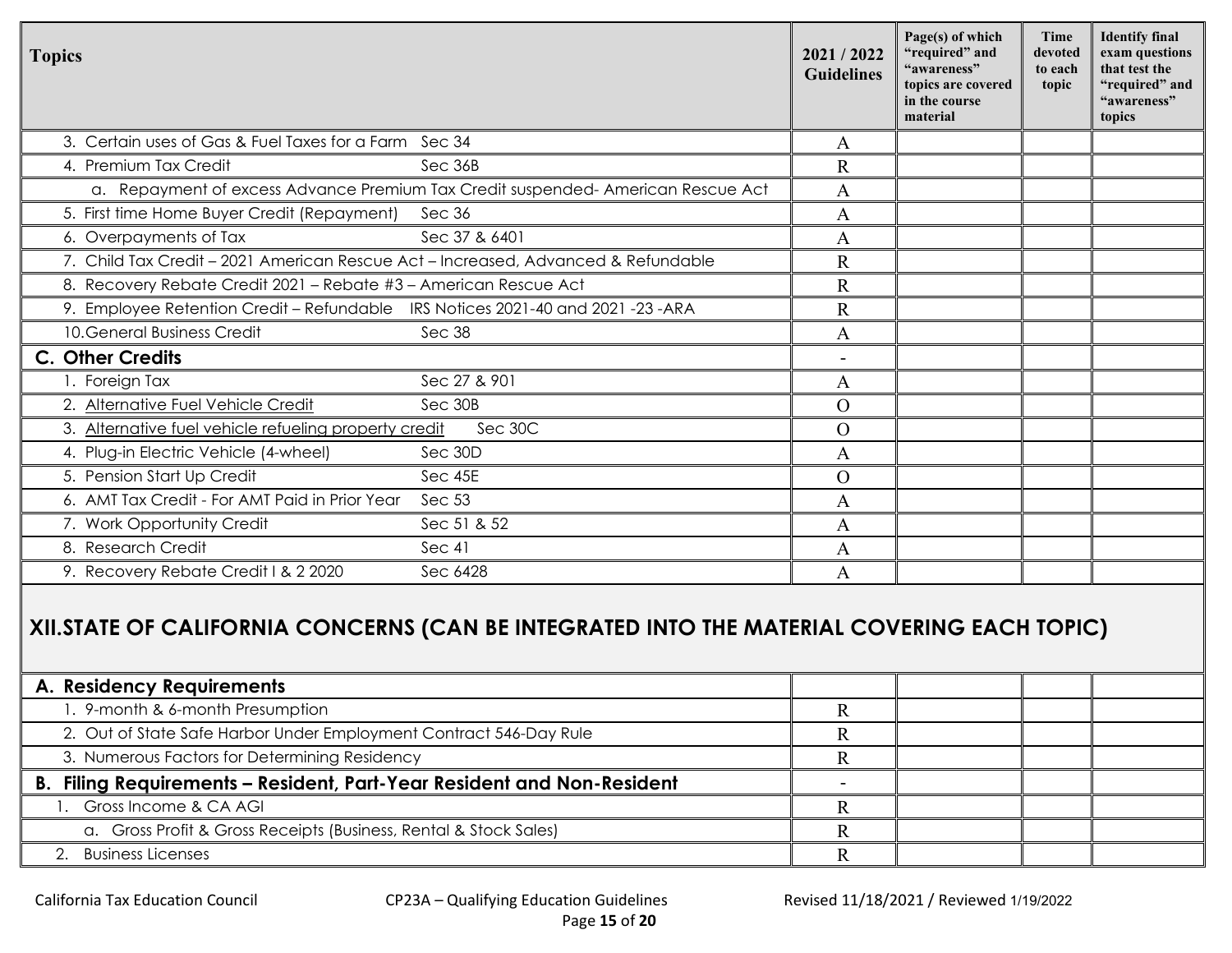| Topics | 2021 / 2022 Guidelines | Page(s) of which "required" and "awareness" topics are covered in the course material | Time devoted to each topic | Identify final exam questions that test the "required" and "awareness" topics |
| --- | --- | --- | --- | --- |
| 3. Certain uses of Gas & Fuel Taxes for a Farm Sec 34 | A | | | |
| 4. Premium Tax Credit Sec 36B | R | | | |
| a. Repayment of excess Advance Premium Tax Credit suspended- American Rescue Act | A | | | |
| 5. First time Home Buyer Credit (Repayment) Sec 36 | A | | | |
| 6. Overpayments of Tax Sec 37 & 6401 | A | | | |
| 7. Child Tax Credit – 2021 American Rescue Act – Increased, Advanced & Refundable | R | | | |
| 8. Recovery Rebate Credit 2021 – Rebate #3 – American Rescue Act | R | | | |
| 9. Employee Retention Credit – Refundable IRS Notices 2021-40 and 2021 -23 -ARA | R | | | |
| 10. General Business Credit Sec 38 | A | | | |
| **C. Other Credits** | - | | | |
| 1. Foreign Tax Sec 27 & 901 | A | | | |
| 2. Alternative Fuel Vehicle Credit Sec 30B | O | | | |
| 3. Alternative fuel vehicle refueling property credit Sec 30C | O | | | |
| 4. Plug-in Electric Vehicle (4-wheel) Sec 30D | A | | | |
| 5. Pension Start Up Credit Sec 45E | O | | | |
| 6. AMT Tax Credit - For AMT Paid in Prior Year Sec 53 | A | | | |
| 7. Work Opportunity Credit Sec 51 & 52 | A | | | |
| 8. Research Credit Sec 41 | A | | | |
| 9. Recovery Rebate Credit I & 2 2020 Sec 6428 | A | | | |
| **XII. STATE OF CALIFORNIA CONCERNS (CAN BE INTEGRATED INTO THE MATERIAL COVERING EACH TOPIC)** | | | | |
| **A. Residency Requirements** | | | | |
| 1. 9-month & 6-month Presumption | R | | | |
| 2. Out of State Safe Harbor Under Employment Contract 546-Day Rule | R | | | |
| 3. Numerous Factors for Determining Residency | R | | | |
| **B. Filing Requirements – Resident, Part-Year Resident and Non-Resident** | - | | | |
| 1. Gross Income & CA AGI | R | | | |
| a. Gross Profit & Gross Receipts (Business, Rental & Stock Sales) | R | | | |
| 2. Business Licenses | R | | | |

California Tax Education Council CP23A – Qualifying Education Guidelines Revised 11/18/2021 / Reviewed 1/19/2022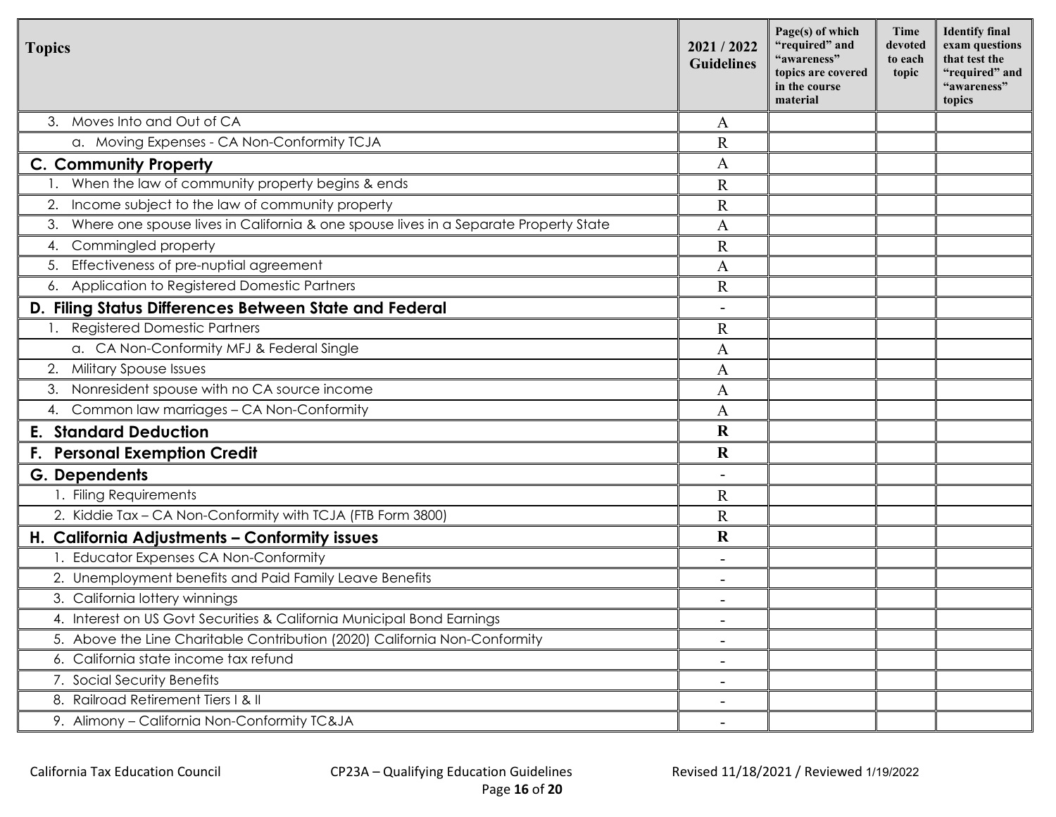| Topics | 2021 / 2022 Guidelines | Page(s) of which "required" and "awareness" topics are covered in the course material | Time devoted to each topic | Identify final exam questions that test the "required" and "awareness" topics |
|---|---|---|---|---|
| 3. Moves Into and Out of CA | A | | | |
| a. Moving Expenses - CA Non-Conformity TCJA | R | | | |
| **C. Community Property** | A | | | |
| 1. When the law of community property begins & ends | R | | | |
| 2. Income subject to the law of community property | R | | | |
| 3. Where one spouse lives in California & one spouse lives in a Separate Property State | A | | | |
| 4. Commingled property | R | | | |
| 5. Effectiveness of pre-nuptial agreement | A | | | |
| 6. Application to Registered Domestic Partners | R | | | |
| **D. Filing Status Differences Between State and Federal** | - | | | |
| 1. Registered Domestic Partners | R | | | |
| a. CA Non-Conformity MFJ & Federal Single | A | | | |
| 2. Military Spouse Issues | A | | | |
| 3. Nonresident spouse with no CA source income | A | | | |
| 4. Common law marriages – CA Non-Conformity | A | | | |
| **E. Standard Deduction** | **R** | | | |
| **F. Personal Exemption Credit** | **R** | | | |
| **G. Dependents** | - | | | |
| 1. Filing Requirements | R | | | |
| 2. Kiddie Tax – CA Non-Conformity with TCJA (FTB Form 3800) | R | | | |
| **H. California Adjustments – Conformity issues** | **R** | | | |
| 1. Educator Expenses CA Non-Conformity | - | | | |
| 2. Unemployment benefits and Paid Family Leave Benefits | - | | | |
| 3. California lottery winnings | - | | | |
| 4. Interest on US Govt Securities & California Municipal Bond Earnings | - | | | |
| 5. Above the Line Charitable Contribution (2020) California Non-Conformity | - | | | |
| 6. California state income tax refund | - | | | |
| 7. Social Security Benefits | - | | | |
| 8. Railroad Retirement Tiers I & II | - | | | |
| 9. Alimony – California Non-Conformity TC&JA | - | | | |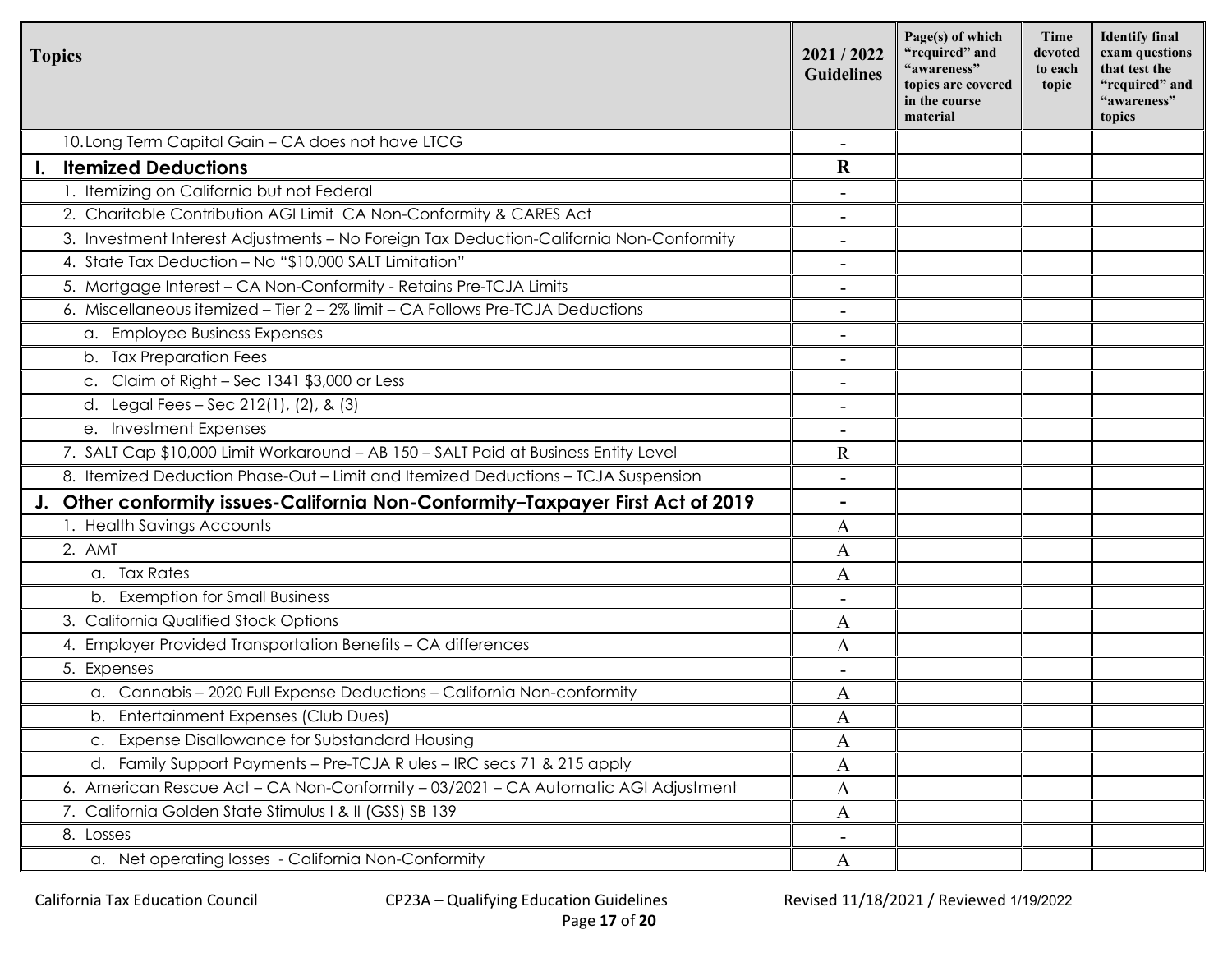| Topics | 2021 / 2022 Guidelines | Page(s) of which "required" and "awareness" topics are covered in the course material | Time devoted to each topic | Identify final exam questions that test the "required" and "awareness" topics |
|---|---|---|---|---|
| 10. Long Term Capital Gain – CA does not have LTCG | - | | | |
| **I. Itemized Deductions** | **R** | | | |
| 1. Itemizing on California but not Federal | - | | | |
| 2. Charitable Contribution AGI Limit CA Non-Conformity & CARES Act | - | | | |
| 3. Investment Interest Adjustments – No Foreign Tax Deduction-California Non-Conformity | - | | | |
| 4. State Tax Deduction – No "$10,000 SALT Limitation" | - | | | |
| 5. Mortgage Interest – CA Non-Conformity - Retains Pre-TCJA Limits | - | | | |
| 6. Miscellaneous itemized – Tier 2 – 2% limit – CA Follows Pre-TCJA Deductions | - | | | |
| a. Employee Business Expenses | - | | | |
| b. Tax Preparation Fees | - | | | |
| c. Claim of Right – Sec 1341 $3,000 or Less | - | | | |
| d. Legal Fees – Sec 212(1), (2), & (3) | - | | | |
| e. Investment Expenses | - | | | |
| 7. SALT Cap $10,000 Limit Workaround – AB 150 – SALT Paid at Business Entity Level | R | | | |
| 8. Itemized Deduction Phase-Out – Limit and Itemized Deductions – TCJA Suspension | - | | | |
| **J. Other conformity issues-California Non-Conformity–Taxpayer First Act of 2019** | - | | | |
| 1. Health Savings Accounts | A | | | |
| 2. AMT | A | | | |
| a. Tax Rates | A | | | |
| b. Exemption for Small Business | - | | | |
| 3. California Qualified Stock Options | A | | | |
| 4. Employer Provided Transportation Benefits – CA differences | A | | | |
| 5. Expenses | - | | | |
| a. Cannabis – 2020 Full Expense Deductions – California Non-conformity | A | | | |
| b. Entertainment Expenses (Club Dues) | A | | | |
| c. Expense Disallowance for Substandard Housing | A | | | |
| d. Family Support Payments – Pre-TCJA R ules – IRC secs 71 & 215 apply | A | | | |
| 6. American Rescue Act – CA Non-Conformity – 03/2021 – CA Automatic AGI Adjustment | A | | | |
| 7. California Golden State Stimulus I & II (GSS) SB 139 | A | | | |
| 8. Losses | - | | | |
| a. Net operating losses - California Non-Conformity | A | | | |

California Tax Education Council CP23A – Qualifying Education Guidelines Revised 11/18/2021 / Reviewed 1/19/2022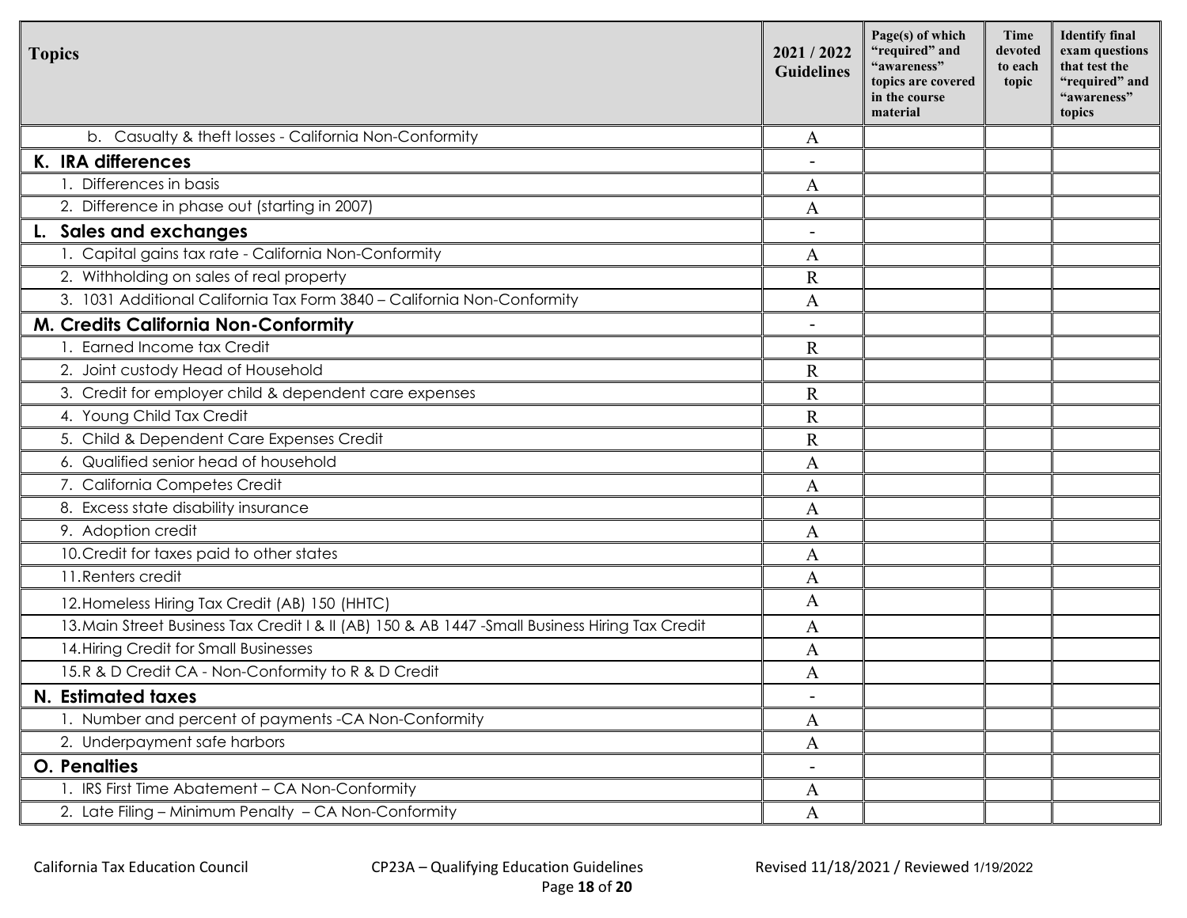| Topics | 2021 / 2022 Guidelines | Page(s) of which "required" and "awareness" topics are covered in the course material | Time devoted to each topic | Identify final exam questions that test the "required" and "awareness" topics |
|---|---|---|---|---|
| b. Casualty & theft losses - California Non-Conformity | A | | | |
| **K. IRA differences** | - | | | |
| 1. Differences in basis | A | | | |
| 2. Difference in phase out (starting in 2007) | A | | | |
| **L. Sales and exchanges** | - | | | |
| 1. Capital gains tax rate - California Non-Conformity | A | | | |
| 2. Withholding on sales of real property | R | | | |
| 3. 1031 Additional California Tax Form 3840 – California Non-Conformity | A | | | |
| **M. Credits California Non-Conformity** | - | | | |
| 1. Earned Income tax Credit | R | | | |
| 2. Joint custody Head of Household | R | | | |
| 3. Credit for employer child & dependent care expenses | R | | | |
| 4. Young Child Tax Credit | R | | | |
| 5. Child & Dependent Care Expenses Credit | R | | | |
| 6. Qualified senior head of household | A | | | |
| 7. California Competes Credit | A | | | |
| 8. Excess state disability insurance | A | | | |
| 9. Adoption credit | A | | | |
| 10. Credit for taxes paid to other states | A | | | |
| 11. Renters credit | A | | | |
| 12. Homeless Hiring Tax Credit (AB) 150 (HHTC) | A | | | |
| 13. Main Street Business Tax Credit I & II (AB) 150 & AB 1447 -Small Business Hiring Tax Credit | A | | | |
| 14. Hiring Credit for Small Businesses | A | | | |
| 15. R & D Credit CA - Non-Conformity to R & D Credit | A | | | |
| **N. Estimated taxes** | - | | | |
| 1. Number and percent of payments -CA Non-Conformity | A | | | |
| 2. Underpayment safe harbors | A | | | |
| **O. Penalties** | - | | | |
| 1. IRS First Time Abatement – CA Non-Conformity | A | | | |
| 2. Late Filing – Minimum Penalty – CA Non-Conformity | A | | | |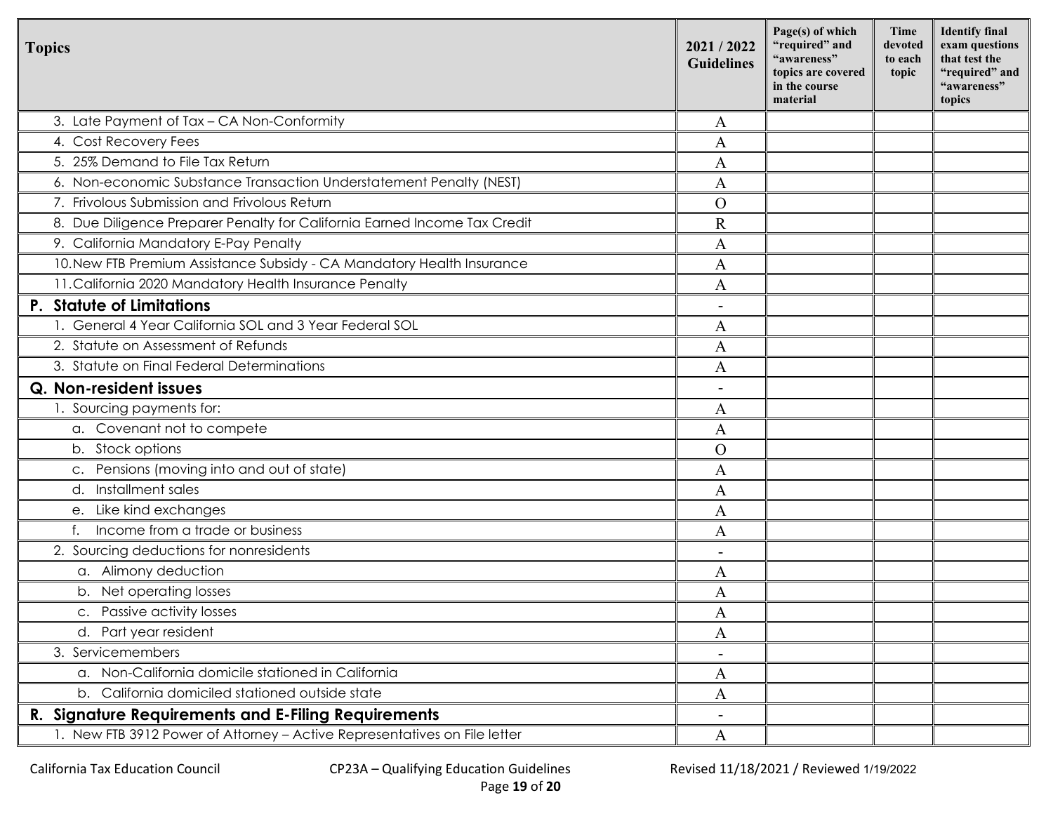| Topics | 2021 / 2022 Guidelines | Page(s) of which "required" and "awareness" topics are covered in the course material | Time devoted to each topic | Identify final exam questions that test the "required" and "awareness" topics |
|---|---|---|---|---|
| 3. Late Payment of Tax – CA Non-Conformity | A | | | |
| 4. Cost Recovery Fees | A | | | |
| 5. 25% Demand to File Tax Return | A | | | |
| 6. Non-economic Substance Transaction Understatement Penalty (NEST) | A | | | |
| 7. Frivolous Submission and Frivolous Return | O | | | |
| 8. Due Diligence Preparer Penalty for California Earned Income Tax Credit | R | | | |
| 9. California Mandatory E-Pay Penalty | A | | | |
| 10. New FTB Premium Assistance Subsidy - CA Mandatory Health Insurance | A | | | |
| 11. California 2020 Mandatory Health Insurance Penalty | A | | | |
| **P. Statute of Limitations** | - | | | |
| 1. General 4 Year California SOL and 3 Year Federal SOL | A | | | |
| 2. Statute on Assessment of Refunds | A | | | |
| 3. Statute on Final Federal Determinations | A | | | |
| **Q. Non-resident issues** | - | | | |
| 1. Sourcing payments for: | A | | | |
| a. Covenant not to compete | A | | | |
| b. Stock options | O | | | |
| c. Pensions (moving into and out of state) | A | | | |
| d. Installment sales | A | | | |
| e. Like kind exchanges | A | | | |
| f. Income from a trade or business | A | | | |
| 2. Sourcing deductions for nonresidents | - | | | |
| a. Alimony deduction | A | | | |
| b. Net operating losses | A | | | |
| c. Passive activity losses | A | | | |
| d. Part year resident | A | | | |
| 3. Servicemembers | - | | | |
| a. Non-California domicile stationed in California | A | | | |
| b. California domiciled stationed outside state | A | | | |
| **R. Signature Requirements and E-Filing Requirements** | - | | | |
| 1. New FTB 3912 Power of Attorney – Active Representatives on File letter | A | | | |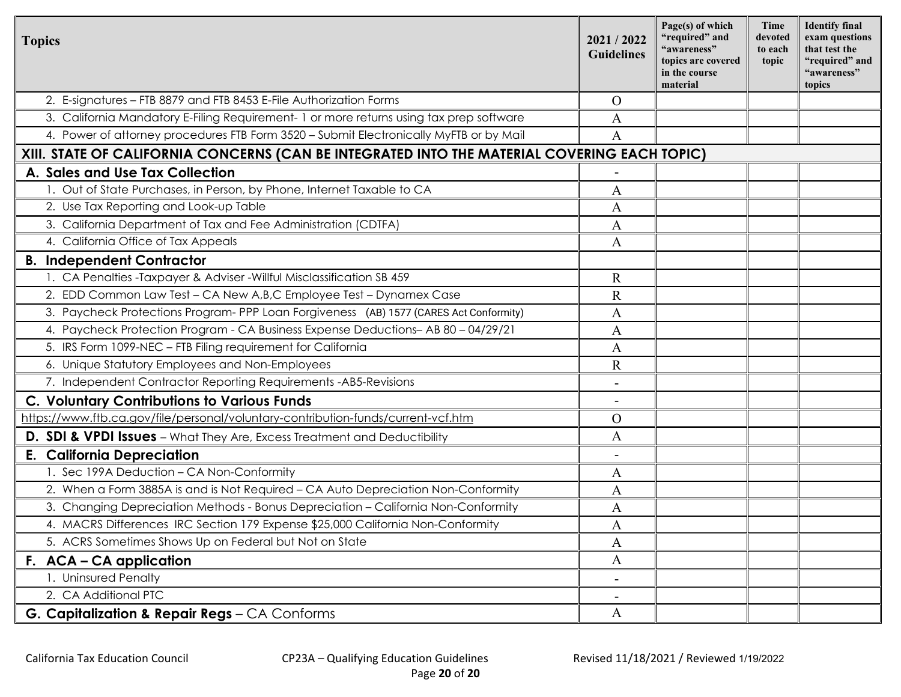| Topics | 2021 / 2022 Guidelines | Page(s) of which "required" and "awareness" topics are covered in the course material | Time devoted to each topic | Identify final exam questions that test the "required" and "awareness" topics |
|---|---|---|---|---|
| 2. E-signatures – FTB 8879 and FTB 8453 E-File Authorization Forms | O | | | |
| 3. California Mandatory E-Filing Requirement- 1 or more returns using tax prep software | A | | | |
| 4. Power of attorney procedures FTB Form 3520 – Submit Electronically MyFTB or by Mail | A | | | |
| **XIII. STATE OF CALIFORNIA CONCERNS (CAN BE INTEGRATED INTO THE MATERIAL COVERING EACH TOPIC)** | | | | |
| **A. Sales and Use Tax Collection** | - | | | |
| 1. Out of State Purchases, in Person, by Phone, Internet Taxable to CA | A | | | |
| 2. Use Tax Reporting and Look-up Table | A | | | |
| 3. California Department of Tax and Fee Administration (CDTFA) | A | | | |
| 4. California Office of Tax Appeals | A | | | |
| **B. Independent Contractor** | | | | |
| 1. CA Penalties -Taxpayer & Adviser -Willful Misclassification SB 459 | R | | | |
| 2. EDD Common Law Test – CA New A,B,C Employee Test – Dynamex Case | R | | | |
| 3. Paycheck Protections Program- PPP Loan Forgiveness (AB) 1577 (CARES Act Conformity) | A | | | |
| 4. Paycheck Protection Program - CA Business Expense Deductions– AB 80 – 04/29/21 | A | | | |
| 5. IRS Form 1099-NEC – FTB Filing requirement for California | A | | | |
| 6. Unique Statutory Employees and Non-Employees | R | | | |
| 7. Independent Contractor Reporting Requirements -AB5-Revisions | - | | | |
| **C. Voluntary Contributions to Various Funds** | - | | | |
| https://www.ftb.ca.gov/file/personal/voluntary-contribution-funds/current-vcf.htm | O | | | |
| **D. SDI & VPDI Issues** – What They Are, Excess Treatment and Deductibility | A | | | |
| **E. California Depreciation** | - | | | |
| 1. Sec 199A Deduction – CA Non-Conformity | A | | | |
| 2. When a Form 3885A is and is Not Required – CA Auto Depreciation Non-Conformity | A | | | |
| 3. Changing Depreciation Methods - Bonus Depreciation – California Non-Conformity | A | | | |
| 4. MACRS Differences IRC Section 179 Expense $25,000 California Non-Conformity | A | | | |
| 5. ACRS Sometimes Shows Up on Federal but Not on State | A | | | |
| **F. ACA – CA application** | A | | | |
| 1. Uninsured Penalty | - | | | |
| 2. CA Additional PTC | - | | | |
| **G. Capitalization & Repair Regs** – CA Conforms | A | | | |